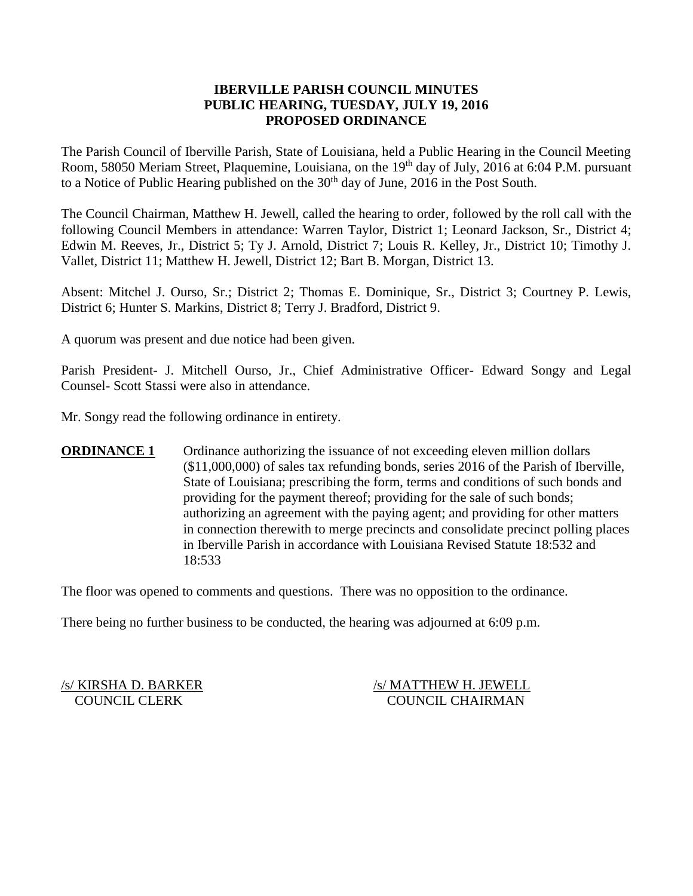# IBERVILLE PARISH COUNCIL MINUTES
## PUBLIC HEARING, TUESDAY, JULY 19, 2016
## PROPOSED ORDINANCE

The Parish Council of Iberville Parish, State of Louisiana, held a Public Hearing in the Council Meeting Room, 58050 Meriam Street, Plaquemine, Louisiana, on the 19th day of July, 2016 at 6:04 P.M. pursuant to a Notice of Public Hearing published on the 30th day of June, 2016 in the Post South.

The Council Chairman, Matthew H. Jewell, called the hearing to order, followed by the roll call with the following Council Members in attendance: Warren Taylor, District 1; Leonard Jackson, Sr., District 4; Edwin M. Reeves, Jr., District 5; Ty J. Arnold, District 7; Louis R. Kelley, Jr., District 10; Timothy J. Vallet, District 11; Matthew H. Jewell, District 12; Bart B. Morgan, District 13.

Absent: Mitchel J. Ourso, Sr.; District 2; Thomas E. Dominique, Sr., District 3; Courtney P. Lewis, District 6; Hunter S. Markins, District 8; Terry J. Bradford, District 9.

A quorum was present and due notice had been given.

Parish President- J. Mitchell Ourso, Jr., Chief Administrative Officer- Edward Songy and Legal Counsel- Scott Stassi were also in attendance.

Mr. Songy read the following ordinance in entirety.

**ORDINANCE 1** Ordinance authorizing the issuance of not exceeding eleven million dollars ($11,000,000) of sales tax refunding bonds, series 2016 of the Parish of Iberville, State of Louisiana; prescribing the form, terms and conditions of such bonds and providing for the payment thereof; providing for the sale of such bonds; authorizing an agreement with the paying agent; and providing for other matters in connection therewith to merge precincts and consolidate precinct polling places in Iberville Parish in accordance with Louisiana Revised Statute 18:532 and 18:533

The floor was opened to comments and questions. There was no opposition to the ordinance.

There being no further business to be conducted, the hearing was adjourned at 6:09 p.m.

/s/ KIRSHA D. BARKER
COUNCIL CLERK

/s/ MATTHEW H. JEWELL
COUNCIL CHAIRMAN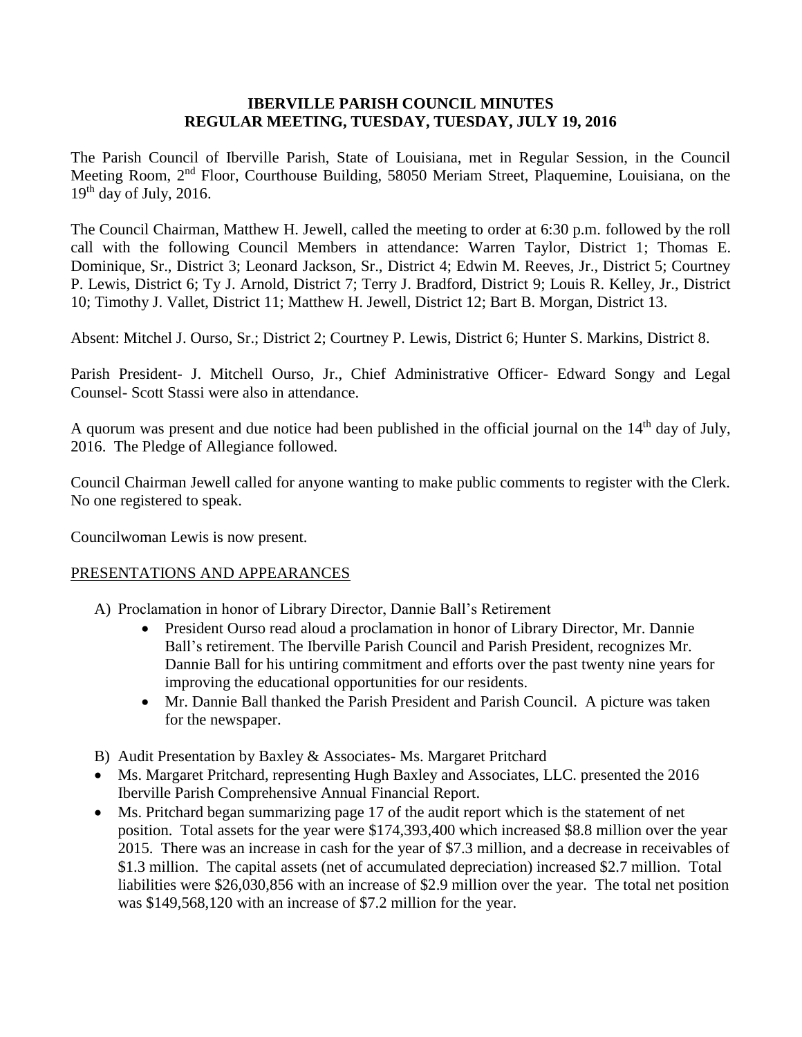**IBERVILLE PARISH COUNCIL MINUTES**
**REGULAR MEETING, TUESDAY, TUESDAY, JULY 19, 2016**

The Parish Council of Iberville Parish, State of Louisiana, met in Regular Session, in the Council Meeting Room, 2nd Floor, Courthouse Building, 58050 Meriam Street, Plaquemine, Louisiana, on the 19th day of July, 2016.

The Council Chairman, Matthew H. Jewell, called the meeting to order at 6:30 p.m. followed by the roll call with the following Council Members in attendance: Warren Taylor, District 1; Thomas E. Dominique, Sr., District 3; Leonard Jackson, Sr., District 4; Edwin M. Reeves, Jr., District 5; Courtney P. Lewis, District 6; Ty J. Arnold, District 7; Terry J. Bradford, District 9; Louis R. Kelley, Jr., District 10; Timothy J. Vallet, District 11; Matthew H. Jewell, District 12; Bart B. Morgan, District 13.

Absent: Mitchel J. Ourso, Sr.; District 2; Courtney P. Lewis, District 6; Hunter S. Markins, District 8.

Parish President- J. Mitchell Ourso, Jr., Chief Administrative Officer- Edward Songy and Legal Counsel- Scott Stassi were also in attendance.

A quorum was present and due notice had been published in the official journal on the 14th day of July, 2016. The Pledge of Allegiance followed.

Council Chairman Jewell called for anyone wanting to make public comments to register with the Clerk. No one registered to speak.

Councilwoman Lewis is now present.

PRESENTATIONS AND APPEARANCES

A) Proclamation in honor of Library Director, Dannie Ball's Retirement
   - President Ourso read aloud a proclamation in honor of Library Director, Mr. Dannie Ball's retirement. The Iberville Parish Council and Parish President, recognizes Mr. Dannie Ball for his untiring commitment and efforts over the past twenty nine years for improving the educational opportunities for our residents.
   - Mr. Dannie Ball thanked the Parish President and Parish Council. A picture was taken for the newspaper.

B) Audit Presentation by Baxley & Associates- Ms. Margaret Pritchard

- Ms. Margaret Pritchard, representing Hugh Baxley and Associates, LLC. presented the 2016 Iberville Parish Comprehensive Annual Financial Report.
- Ms. Pritchard began summarizing page 17 of the audit report which is the statement of net position. Total assets for the year were $174,393,400 which increased $8.8 million over the year 2015. There was an increase in cash for the year of $7.3 million, and a decrease in receivables of $1.3 million. The capital assets (net of accumulated depreciation) increased $2.7 million. Total liabilities were $26,030,856 with an increase of $2.9 million over the year. The total net position was $149,568,120 with an increase of $7.2 million for the year.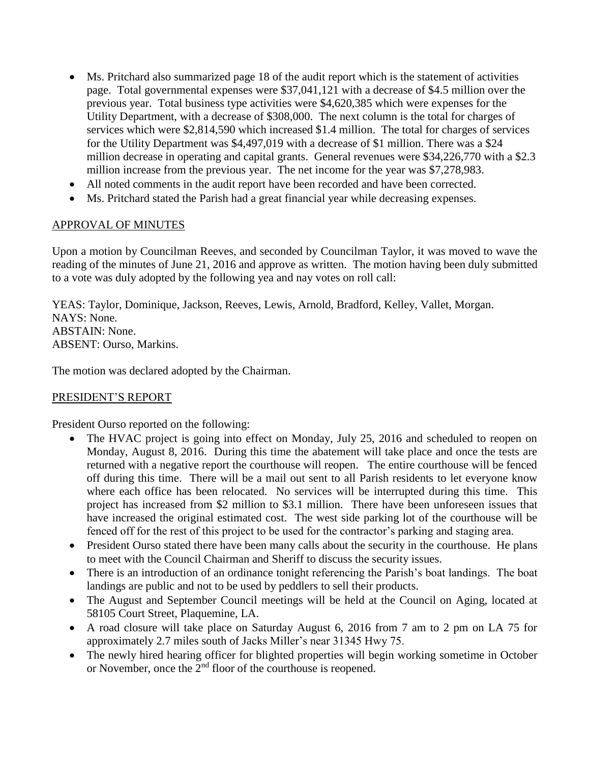- Ms. Pritchard also summarized page 18 of the audit report which is the statement of activities page. Total governmental expenses were $37,041,121 with a decrease of $4.5 million over the previous year. Total business type activities were $4,620,385 which were expenses for the Utility Department, with a decrease of $308,000. The next column is the total for charges of services which were $2,814,590 which increased $1.4 million. The total for charges of services for the Utility Department was $4,497,019 with a decrease of $1 million. There was a $24 million decrease in operating and capital grants. General revenues were $34,226,770 with a $2.3 million increase from the previous year. The net income for the year was $7,278,983.
- All noted comments in the audit report have been recorded and have been corrected.
- Ms. Pritchard stated the Parish had a great financial year while decreasing expenses.

APPROVAL OF MINUTES

Upon a motion by Councilman Reeves, and seconded by Councilman Taylor, it was moved to wave the reading of the minutes of June 21, 2016 and approve as written. The motion having been duly submitted to a vote was duly adopted by the following yea and nay votes on roll call:

YEAS: Taylor, Dominique, Jackson, Reeves, Lewis, Arnold, Bradford, Kelley, Vallet, Morgan.
NAYS: None.
ABSTAIN: None.
ABSENT: Ourso, Markins.

The motion was declared adopted by the Chairman.

PRESIDENT'S REPORT

President Ourso reported on the following:

- The HVAC project is going into effect on Monday, July 25, 2016 and scheduled to reopen on Monday, August 8, 2016. During this time the abatement will take place and once the tests are returned with a negative report the courthouse will reopen. The entire courthouse will be fenced off during this time. There will be a mail out sent to all Parish residents to let everyone know where each office has been relocated. No services will be interrupted during this time. This project has increased from $2 million to $3.1 million. There have been unforeseen issues that have increased the original estimated cost. The west side parking lot of the courthouse will be fenced off for the rest of this project to be used for the contractor's parking and staging area.
- President Ourso stated there have been many calls about the security in the courthouse. He plans to meet with the Council Chairman and Sheriff to discuss the security issues.
- There is an introduction of an ordinance tonight referencing the Parish's boat landings. The boat landings are public and not to be used by peddlers to sell their products.
- The August and September Council meetings will be held at the Council on Aging, located at 58105 Court Street, Plaquemine, LA.
- A road closure will take place on Saturday August 6, 2016 from 7 am to 2 pm on LA 75 for approximately 2.7 miles south of Jacks Miller's near 31345 Hwy 75.
- The newly hired hearing officer for blighted properties will begin working sometime in October or November, once the 2nd floor of the courthouse is reopened.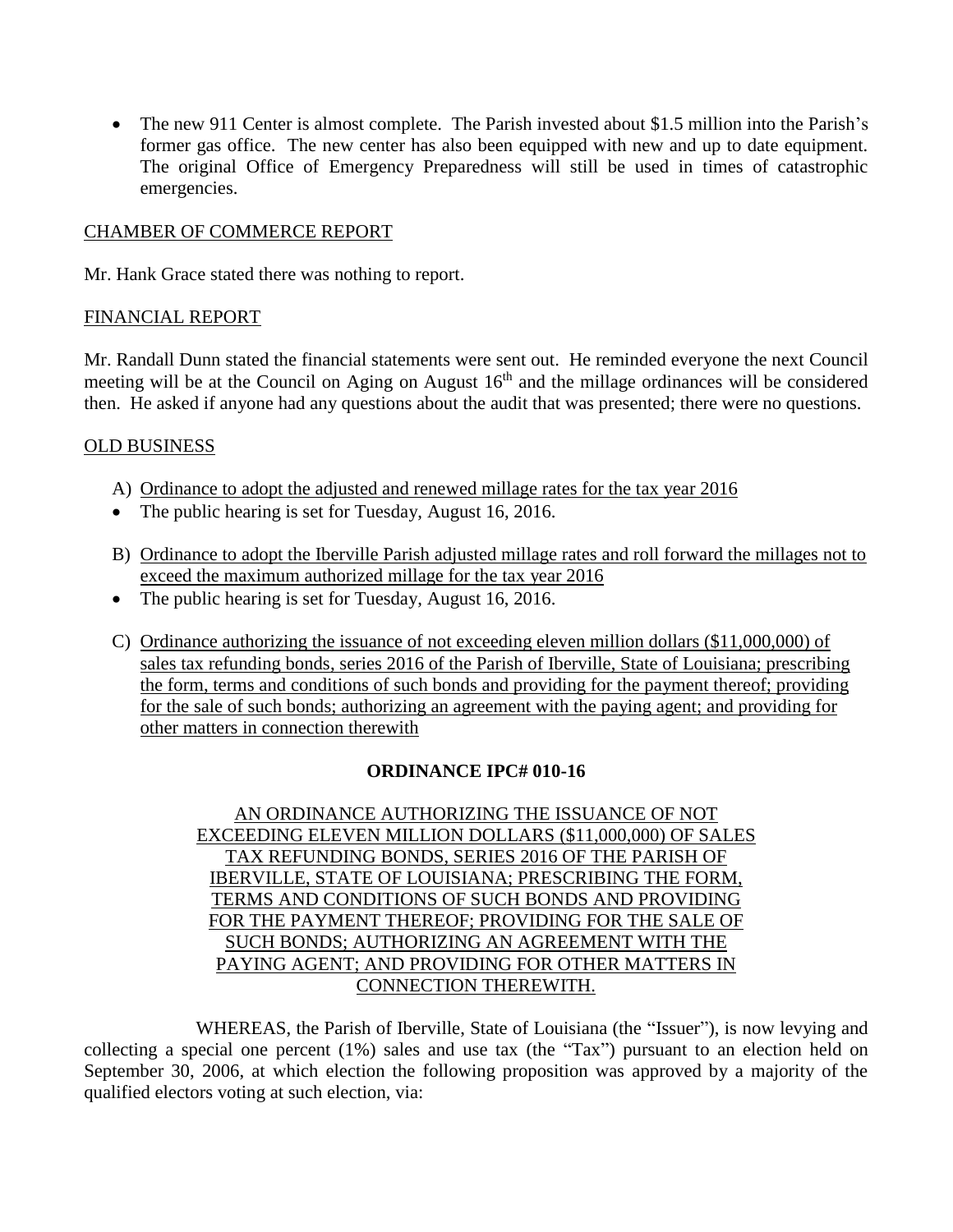- The new 911 Center is almost complete. The Parish invested about $1.5 million into the Parish's former gas office. The new center has also been equipped with new and up to date equipment. The original Office of Emergency Preparedness will still be used in times of catastrophic emergencies.

CHAMBER OF COMMERCE REPORT

Mr. Hank Grace stated there was nothing to report.

FINANCIAL REPORT

Mr. Randall Dunn stated the financial statements were sent out. He reminded everyone the next Council meeting will be at the Council on Aging on August 16th and the millage ordinances will be considered then. He asked if anyone had any questions about the audit that was presented; there were no questions.

OLD BUSINESS

A) Ordinance to adopt the adjusted and renewed millage rates for the tax year 2016
- The public hearing is set for Tuesday, August 16, 2016.

B) Ordinance to adopt the Iberville Parish adjusted millage rates and roll forward the millages not to exceed the maximum authorized millage for the tax year 2016
- The public hearing is set for Tuesday, August 16, 2016.

C) Ordinance authorizing the issuance of not exceeding eleven million dollars ($11,000,000) of sales tax refunding bonds, series 2016 of the Parish of Iberville, State of Louisiana; prescribing the form, terms and conditions of such bonds and providing for the payment thereof; providing for the sale of such bonds; authorizing an agreement with the paying agent; and providing for other matters in connection therewith

**ORDINANCE IPC# 010-16**

AN ORDINANCE AUTHORIZING THE ISSUANCE OF NOT EXCEEDING ELEVEN MILLION DOLLARS ($11,000,000) OF SALES TAX REFUNDING BONDS, SERIES 2016 OF THE PARISH OF IBERVILLE, STATE OF LOUISIANA; PRESCRIBING THE FORM, TERMS AND CONDITIONS OF SUCH BONDS AND PROVIDING FOR THE PAYMENT THEREOF; PROVIDING FOR THE SALE OF SUCH BONDS; AUTHORIZING AN AGREEMENT WITH THE PAYING AGENT; AND PROVIDING FOR OTHER MATTERS IN CONNECTION THEREWITH.

WHEREAS, the Parish of Iberville, State of Louisiana (the "Issuer"), is now levying and collecting a special one percent (1%) sales and use tax (the "Tax") pursuant to an election held on September 30, 2006, at which election the following proposition was approved by a majority of the qualified electors voting at such election, via: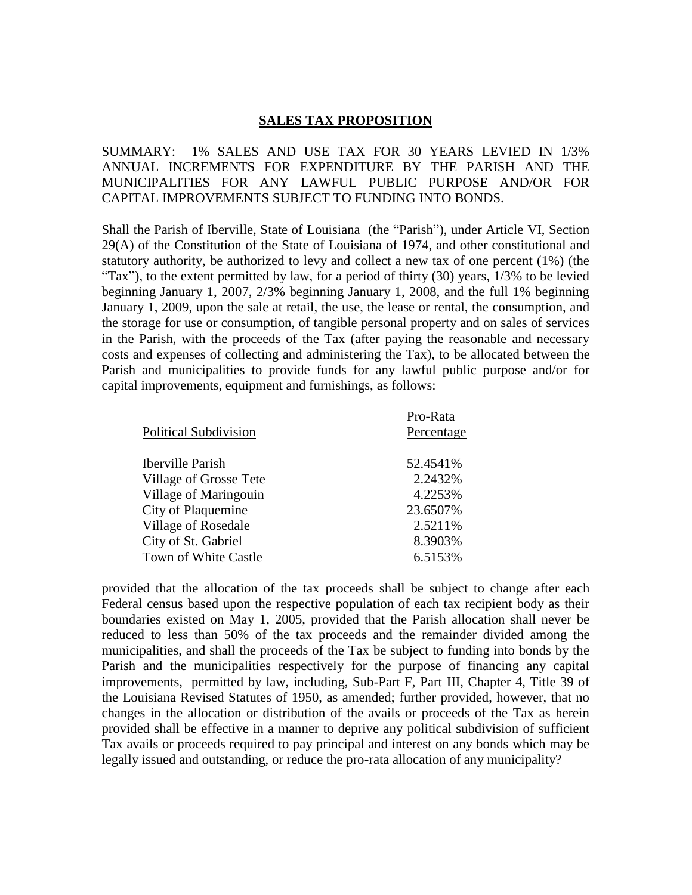## SALES TAX PROPOSITION

SUMMARY: 1% SALES AND USE TAX FOR 30 YEARS LEVIED IN 1/3% ANNUAL INCREMENTS FOR EXPENDITURE BY THE PARISH AND THE MUNICIPALITIES FOR ANY LAWFUL PUBLIC PURPOSE AND/OR FOR CAPITAL IMPROVEMENTS SUBJECT TO FUNDING INTO BONDS.

Shall the Parish of Iberville, State of Louisiana (the "Parish"), under Article VI, Section 29(A) of the Constitution of the State of Louisiana of 1974, and other constitutional and statutory authority, be authorized to levy and collect a new tax of one percent (1%) (the "Tax"), to the extent permitted by law, for a period of thirty (30) years, 1/3% to be levied beginning January 1, 2007, 2/3% beginning January 1, 2008, and the full 1% beginning January 1, 2009, upon the sale at retail, the use, the lease or rental, the consumption, and the storage for use or consumption, of tangible personal property and on sales of services in the Parish, with the proceeds of the Tax (after paying the reasonable and necessary costs and expenses of collecting and administering the Tax), to be allocated between the Parish and municipalities to provide funds for any lawful public purpose and/or for capital improvements, equipment and furnishings, as follows:

| Political Subdivision | Pro-Rata Percentage |
|---|---|
| Iberville Parish | 52.4541% |
| Village of Grosse Tete | 2.2432% |
| Village of Maringouin | 4.2253% |
| City of Plaquemine | 23.6507% |
| Village of Rosedale | 2.5211% |
| City of St. Gabriel | 8.3903% |
| Town of White Castle | 6.5153% |

provided that the allocation of the tax proceeds shall be subject to change after each Federal census based upon the respective population of each tax recipient body as their boundaries existed on May 1, 2005, provided that the Parish allocation shall never be reduced to less than 50% of the tax proceeds and the remainder divided among the municipalities, and shall the proceeds of the Tax be subject to funding into bonds by the Parish and the municipalities respectively for the purpose of financing any capital improvements, permitted by law, including, Sub-Part F, Part III, Chapter 4, Title 39 of the Louisiana Revised Statutes of 1950, as amended; further provided, however, that no changes in the allocation or distribution of the avails or proceeds of the Tax as herein provided shall be effective in a manner to deprive any political subdivision of sufficient Tax avails or proceeds required to pay principal and interest on any bonds which may be legally issued and outstanding, or reduce the pro-rata allocation of any municipality?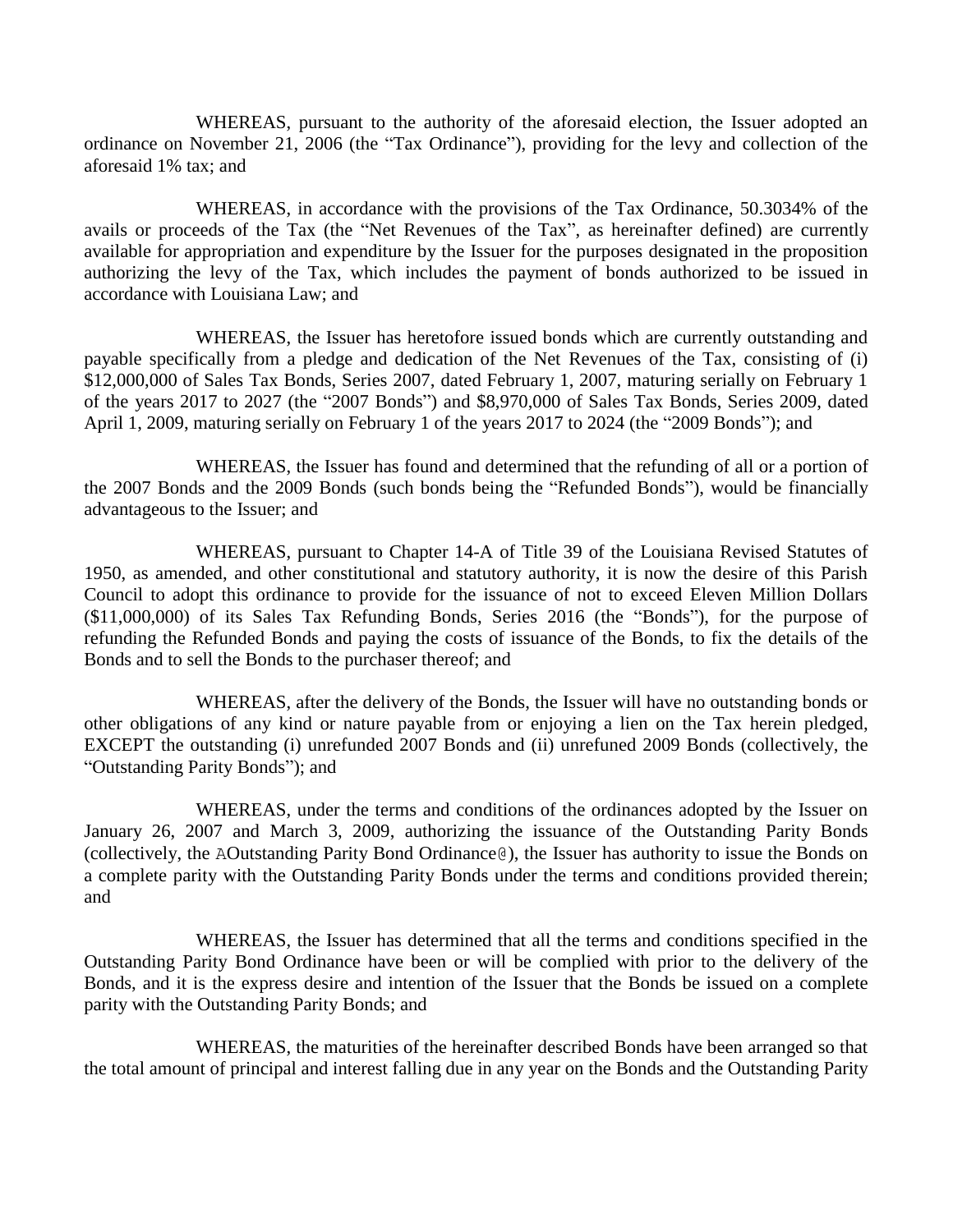WHEREAS, pursuant to the authority of the aforesaid election, the Issuer adopted an ordinance on November 21, 2006 (the "Tax Ordinance"), providing for the levy and collection of the aforesaid 1% tax; and

WHEREAS, in accordance with the provisions of the Tax Ordinance, 50.3034% of the avails or proceeds of the Tax (the "Net Revenues of the Tax", as hereinafter defined) are currently available for appropriation and expenditure by the Issuer for the purposes designated in the proposition authorizing the levy of the Tax, which includes the payment of bonds authorized to be issued in accordance with Louisiana Law; and

WHEREAS, the Issuer has heretofore issued bonds which are currently outstanding and payable specifically from a pledge and dedication of the Net Revenues of the Tax, consisting of (i) \$12,000,000 of Sales Tax Bonds, Series 2007, dated February 1, 2007, maturing serially on February 1 of the years 2017 to 2027 (the "2007 Bonds") and \$8,970,000 of Sales Tax Bonds, Series 2009, dated April 1, 2009, maturing serially on February 1 of the years 2017 to 2024 (the "2009 Bonds"); and

WHEREAS, the Issuer has found and determined that the refunding of all or a portion of the 2007 Bonds and the 2009 Bonds (such bonds being the "Refunded Bonds"), would be financially advantageous to the Issuer; and

WHEREAS, pursuant to Chapter 14-A of Title 39 of the Louisiana Revised Statutes of 1950, as amended, and other constitutional and statutory authority, it is now the desire of this Parish Council to adopt this ordinance to provide for the issuance of not to exceed Eleven Million Dollars (\$11,000,000) of its Sales Tax Refunding Bonds, Series 2016 (the "Bonds"), for the purpose of refunding the Refunded Bonds and paying the costs of issuance of the Bonds, to fix the details of the Bonds and to sell the Bonds to the purchaser thereof; and

WHEREAS, after the delivery of the Bonds, the Issuer will have no outstanding bonds or other obligations of any kind or nature payable from or enjoying a lien on the Tax herein pledged, EXCEPT the outstanding (i) unrefunded 2007 Bonds and (ii) unrefuned 2009 Bonds (collectively, the "Outstanding Parity Bonds"); and

WHEREAS, under the terms and conditions of the ordinances adopted by the Issuer on January 26, 2007 and March 3, 2009, authorizing the issuance of the Outstanding Parity Bonds (collectively, the AOutstanding Parity Bond Ordinance@), the Issuer has authority to issue the Bonds on a complete parity with the Outstanding Parity Bonds under the terms and conditions provided therein; and

WHEREAS, the Issuer has determined that all the terms and conditions specified in the Outstanding Parity Bond Ordinance have been or will be complied with prior to the delivery of the Bonds, and it is the express desire and intention of the Issuer that the Bonds be issued on a complete parity with the Outstanding Parity Bonds; and

WHEREAS, the maturities of the hereinafter described Bonds have been arranged so that the total amount of principal and interest falling due in any year on the Bonds and the Outstanding Parity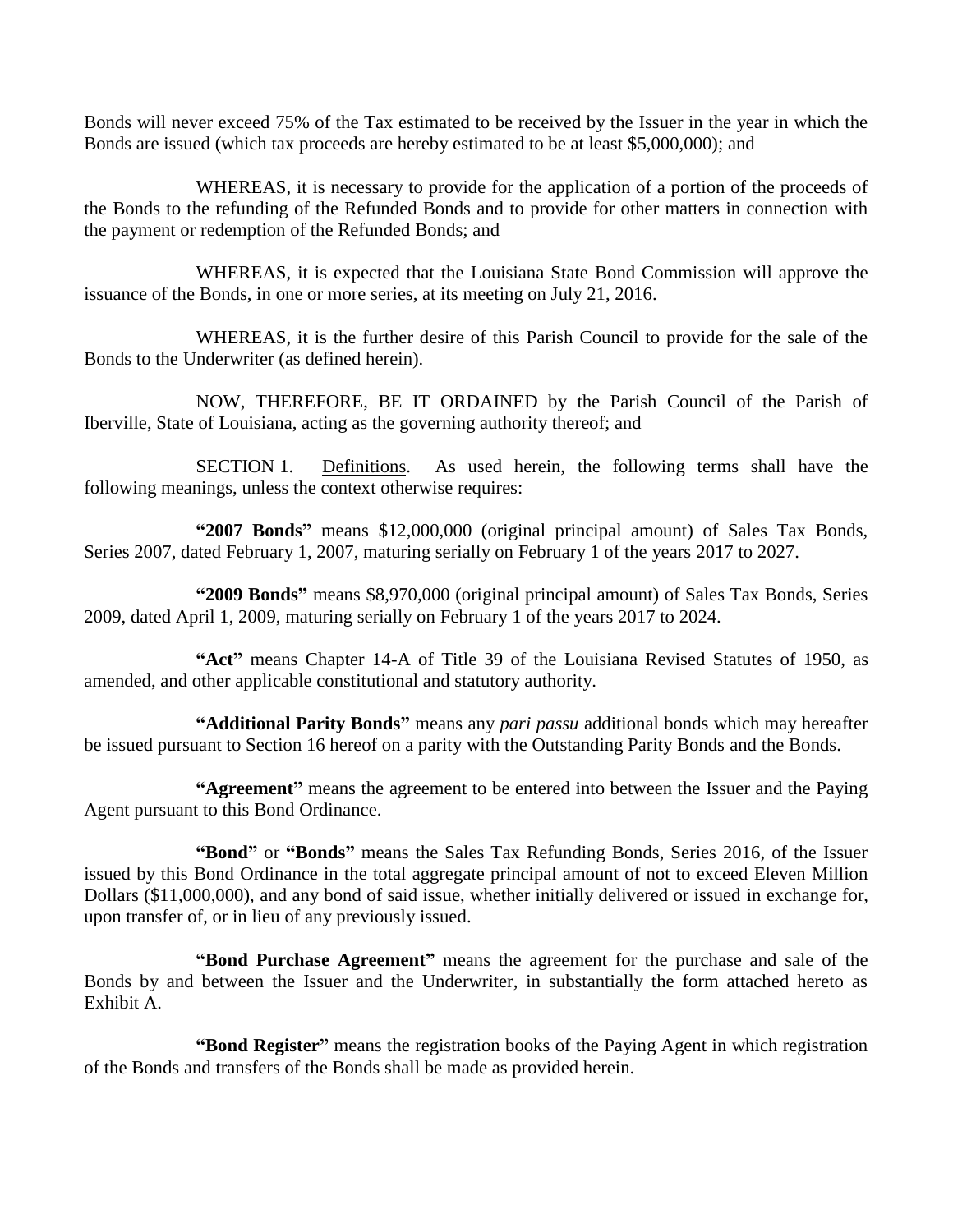Bonds will never exceed 75% of the Tax estimated to be received by the Issuer in the year in which the Bonds are issued (which tax proceeds are hereby estimated to be at least $5,000,000); and

WHEREAS, it is necessary to provide for the application of a portion of the proceeds of the Bonds to the refunding of the Refunded Bonds and to provide for other matters in connection with the payment or redemption of the Refunded Bonds; and

WHEREAS, it is expected that the Louisiana State Bond Commission will approve the issuance of the Bonds, in one or more series, at its meeting on July 21, 2016.

WHEREAS, it is the further desire of this Parish Council to provide for the sale of the Bonds to the Underwriter (as defined herein).

NOW, THEREFORE, BE IT ORDAINED by the Parish Council of the Parish of Iberville, State of Louisiana, acting as the governing authority thereof; and

SECTION 1. Definitions. As used herein, the following terms shall have the following meanings, unless the context otherwise requires:

**"2007 Bonds"** means $12,000,000 (original principal amount) of Sales Tax Bonds, Series 2007, dated February 1, 2007, maturing serially on February 1 of the years 2017 to 2027.

**"2009 Bonds"** means $8,970,000 (original principal amount) of Sales Tax Bonds, Series 2009, dated April 1, 2009, maturing serially on February 1 of the years 2017 to 2024.

**"Act"** means Chapter 14-A of Title 39 of the Louisiana Revised Statutes of 1950, as amended, and other applicable constitutional and statutory authority.

**"Additional Parity Bonds"** means any *pari passu* additional bonds which may hereafter be issued pursuant to Section 16 hereof on a parity with the Outstanding Parity Bonds and the Bonds.

**"Agreement"** means the agreement to be entered into between the Issuer and the Paying Agent pursuant to this Bond Ordinance.

**"Bond"** or **"Bonds"** means the Sales Tax Refunding Bonds, Series 2016, of the Issuer issued by this Bond Ordinance in the total aggregate principal amount of not to exceed Eleven Million Dollars ($11,000,000), and any bond of said issue, whether initially delivered or issued in exchange for, upon transfer of, or in lieu of any previously issued.

**"Bond Purchase Agreement"** means the agreement for the purchase and sale of the Bonds by and between the Issuer and the Underwriter, in substantially the form attached hereto as Exhibit A.

**"Bond Register"** means the registration books of the Paying Agent in which registration of the Bonds and transfers of the Bonds shall be made as provided herein.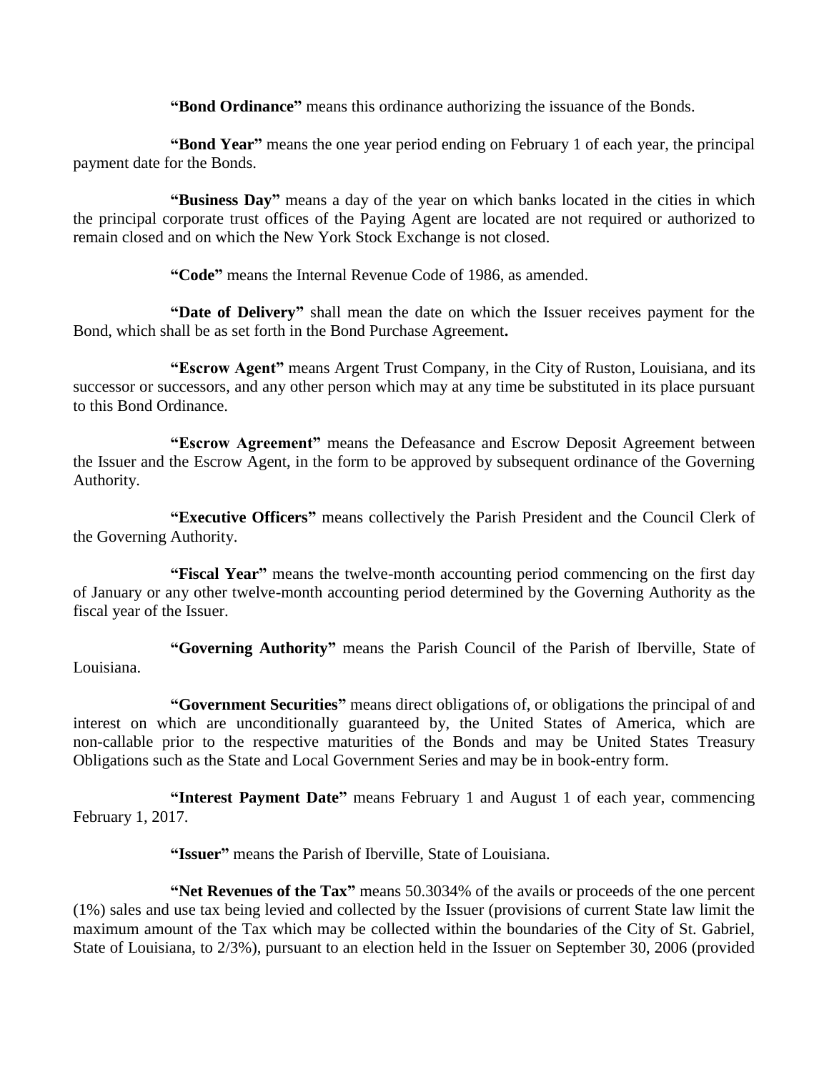**"Bond Ordinance"** means this ordinance authorizing the issuance of the Bonds.

**"Bond Year"** means the one year period ending on February 1 of each year, the principal payment date for the Bonds.

**"Business Day"** means a day of the year on which banks located in the cities in which the principal corporate trust offices of the Paying Agent are located are not required or authorized to remain closed and on which the New York Stock Exchange is not closed.

**"Code"** means the Internal Revenue Code of 1986, as amended.

**"Date of Delivery"** shall mean the date on which the Issuer receives payment for the Bond, which shall be as set forth in the Bond Purchase Agreement**.**

**"Escrow Agent"** means Argent Trust Company, in the City of Ruston, Louisiana, and its successor or successors, and any other person which may at any time be substituted in its place pursuant to this Bond Ordinance.

**"Escrow Agreement"** means the Defeasance and Escrow Deposit Agreement between the Issuer and the Escrow Agent, in the form to be approved by subsequent ordinance of the Governing Authority.

**"Executive Officers"** means collectively the Parish President and the Council Clerk of the Governing Authority.

**"Fiscal Year"** means the twelve-month accounting period commencing on the first day of January or any other twelve-month accounting period determined by the Governing Authority as the fiscal year of the Issuer.

**"Governing Authority"** means the Parish Council of the Parish of Iberville, State of Louisiana.

**"Government Securities"** means direct obligations of, or obligations the principal of and interest on which are unconditionally guaranteed by, the United States of America, which are non-callable prior to the respective maturities of the Bonds and may be United States Treasury Obligations such as the State and Local Government Series and may be in book-entry form.

**"Interest Payment Date"** means February 1 and August 1 of each year, commencing February 1, 2017.

**"Issuer"** means the Parish of Iberville, State of Louisiana.

**"Net Revenues of the Tax"** means 50.3034% of the avails or proceeds of the one percent (1%) sales and use tax being levied and collected by the Issuer (provisions of current State law limit the maximum amount of the Tax which may be collected within the boundaries of the City of St. Gabriel, State of Louisiana, to 2/3%), pursuant to an election held in the Issuer on September 30, 2006 (provided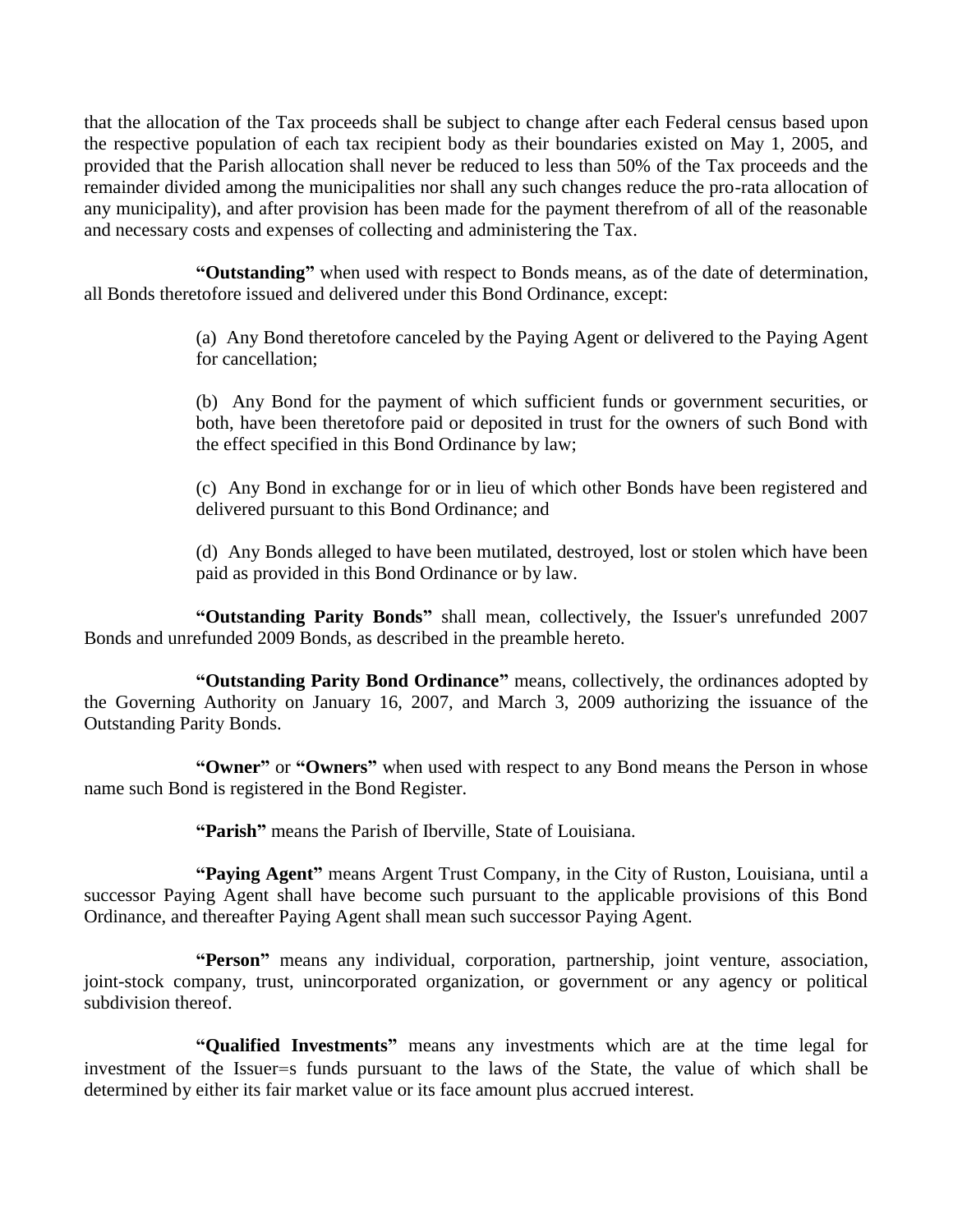that the allocation of the Tax proceeds shall be subject to change after each Federal census based upon the respective population of each tax recipient body as their boundaries existed on May 1, 2005, and provided that the Parish allocation shall never be reduced to less than 50% of the Tax proceeds and the remainder divided among the municipalities nor shall any such changes reduce the pro-rata allocation of any municipality), and after provision has been made for the payment therefrom of all of the reasonable and necessary costs and expenses of collecting and administering the Tax.

**"Outstanding"** when used with respect to Bonds means, as of the date of determination, all Bonds theretofore issued and delivered under this Bond Ordinance, except:

(a) Any Bond theretofore canceled by the Paying Agent or delivered to the Paying Agent for cancellation;

(b) Any Bond for the payment of which sufficient funds or government securities, or both, have been theretofore paid or deposited in trust for the owners of such Bond with the effect specified in this Bond Ordinance by law;

(c) Any Bond in exchange for or in lieu of which other Bonds have been registered and delivered pursuant to this Bond Ordinance; and

(d) Any Bonds alleged to have been mutilated, destroyed, lost or stolen which have been paid as provided in this Bond Ordinance or by law.

**"Outstanding Parity Bonds"** shall mean, collectively, the Issuer's unrefunded 2007 Bonds and unrefunded 2009 Bonds, as described in the preamble hereto.

**"Outstanding Parity Bond Ordinance"** means, collectively, the ordinances adopted by the Governing Authority on January 16, 2007, and March 3, 2009 authorizing the issuance of the Outstanding Parity Bonds.

**"Owner"** or **"Owners"** when used with respect to any Bond means the Person in whose name such Bond is registered in the Bond Register.

**"Parish"** means the Parish of Iberville, State of Louisiana.

**"Paying Agent"** means Argent Trust Company, in the City of Ruston, Louisiana, until a successor Paying Agent shall have become such pursuant to the applicable provisions of this Bond Ordinance, and thereafter Paying Agent shall mean such successor Paying Agent.

**"Person"** means any individual, corporation, partnership, joint venture, association, joint-stock company, trust, unincorporated organization, or government or any agency or political subdivision thereof.

**"Qualified Investments"** means any investments which are at the time legal for investment of the Issuer=s funds pursuant to the laws of the State, the value of which shall be determined by either its fair market value or its face amount plus accrued interest.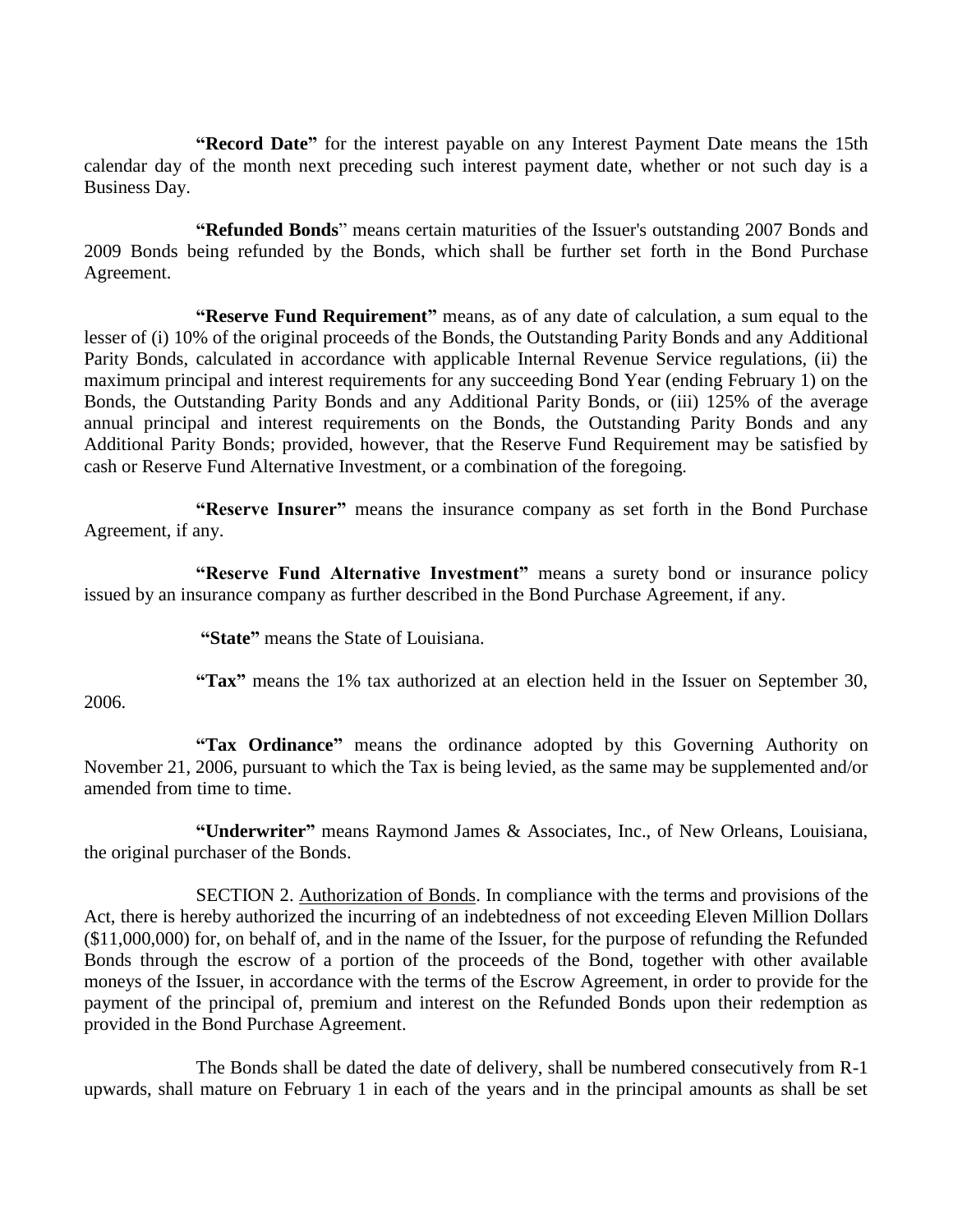**"Record Date"** for the interest payable on any Interest Payment Date means the 15th calendar day of the month next preceding such interest payment date, whether or not such day is a Business Day.

**"Refunded Bonds**" means certain maturities of the Issuer's outstanding 2007 Bonds and 2009 Bonds being refunded by the Bonds, which shall be further set forth in the Bond Purchase Agreement.

**"Reserve Fund Requirement"** means, as of any date of calculation, a sum equal to the lesser of (i) 10% of the original proceeds of the Bonds, the Outstanding Parity Bonds and any Additional Parity Bonds, calculated in accordance with applicable Internal Revenue Service regulations, (ii) the maximum principal and interest requirements for any succeeding Bond Year (ending February 1) on the Bonds, the Outstanding Parity Bonds and any Additional Parity Bonds, or (iii) 125% of the average annual principal and interest requirements on the Bonds, the Outstanding Parity Bonds and any Additional Parity Bonds; provided, however, that the Reserve Fund Requirement may be satisfied by cash or Reserve Fund Alternative Investment, or a combination of the foregoing.

**"Reserve Insurer"** means the insurance company as set forth in the Bond Purchase Agreement, if any.

**"Reserve Fund Alternative Investment"** means a surety bond or insurance policy issued by an insurance company as further described in the Bond Purchase Agreement, if any.

**"State"** means the State of Louisiana.

**"Tax"** means the 1% tax authorized at an election held in the Issuer on September 30, 2006.

**"Tax Ordinance"** means the ordinance adopted by this Governing Authority on November 21, 2006, pursuant to which the Tax is being levied, as the same may be supplemented and/or amended from time to time.

**"Underwriter"** means Raymond James & Associates, Inc., of New Orleans, Louisiana, the original purchaser of the Bonds.

SECTION 2. Authorization of Bonds. In compliance with the terms and provisions of the Act, there is hereby authorized the incurring of an indebtedness of not exceeding Eleven Million Dollars ($11,000,000) for, on behalf of, and in the name of the Issuer, for the purpose of refunding the Refunded Bonds through the escrow of a portion of the proceeds of the Bond, together with other available moneys of the Issuer, in accordance with the terms of the Escrow Agreement, in order to provide for the payment of the principal of, premium and interest on the Refunded Bonds upon their redemption as provided in the Bond Purchase Agreement.

The Bonds shall be dated the date of delivery, shall be numbered consecutively from R-1 upwards, shall mature on February 1 in each of the years and in the principal amounts as shall be set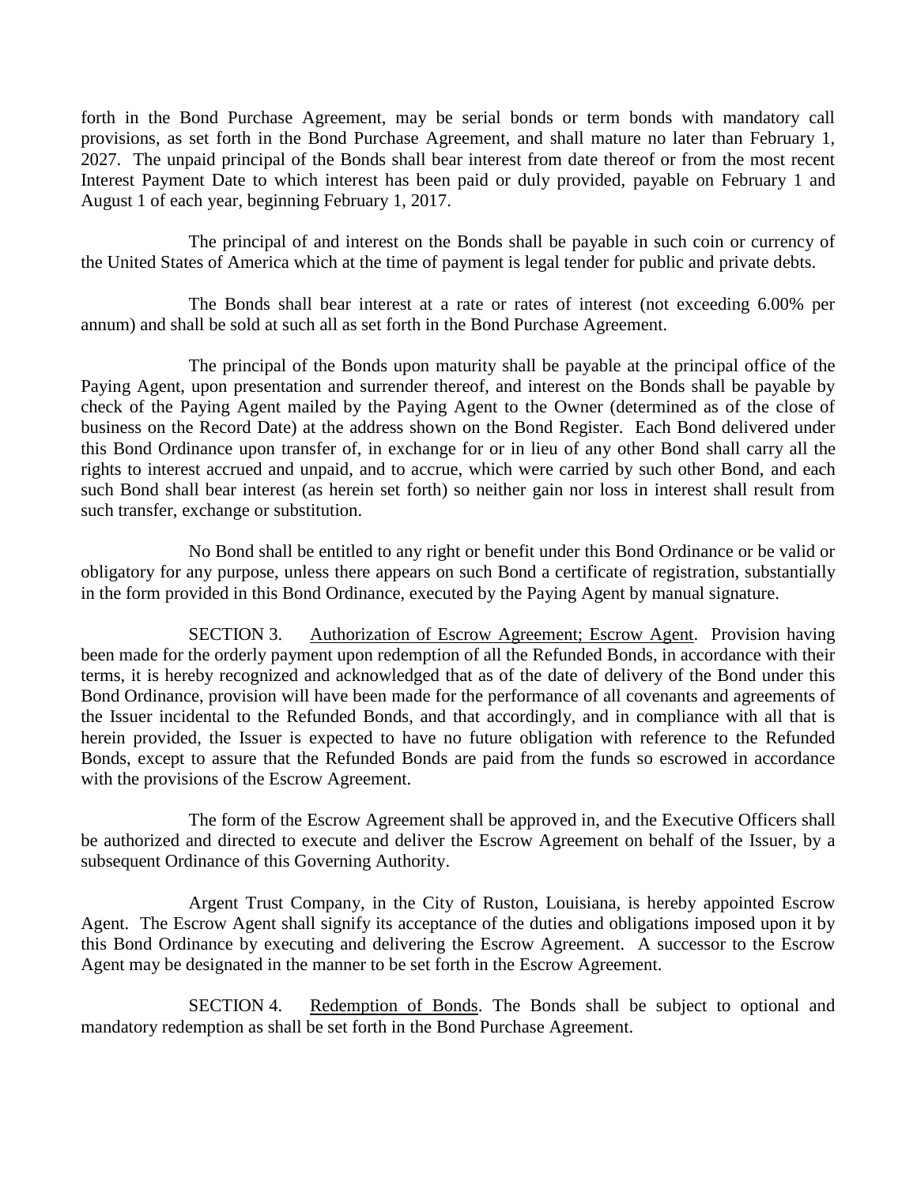forth in the Bond Purchase Agreement, may be serial bonds or term bonds with mandatory call provisions, as set forth in the Bond Purchase Agreement, and shall mature no later than February 1, 2027. The unpaid principal of the Bonds shall bear interest from date thereof or from the most recent Interest Payment Date to which interest has been paid or duly provided, payable on February 1 and August 1 of each year, beginning February 1, 2017.

The principal of and interest on the Bonds shall be payable in such coin or currency of the United States of America which at the time of payment is legal tender for public and private debts.

The Bonds shall bear interest at a rate or rates of interest (not exceeding 6.00% per annum) and shall be sold at such all as set forth in the Bond Purchase Agreement.

The principal of the Bonds upon maturity shall be payable at the principal office of the Paying Agent, upon presentation and surrender thereof, and interest on the Bonds shall be payable by check of the Paying Agent mailed by the Paying Agent to the Owner (determined as of the close of business on the Record Date) at the address shown on the Bond Register. Each Bond delivered under this Bond Ordinance upon transfer of, in exchange for or in lieu of any other Bond shall carry all the rights to interest accrued and unpaid, and to accrue, which were carried by such other Bond, and each such Bond shall bear interest (as herein set forth) so neither gain nor loss in interest shall result from such transfer, exchange or substitution.

No Bond shall be entitled to any right or benefit under this Bond Ordinance or be valid or obligatory for any purpose, unless there appears on such Bond a certificate of registration, substantially in the form provided in this Bond Ordinance, executed by the Paying Agent by manual signature.

SECTION 3. Authorization of Escrow Agreement; Escrow Agent. Provision having been made for the orderly payment upon redemption of all the Refunded Bonds, in accordance with their terms, it is hereby recognized and acknowledged that as of the date of delivery of the Bond under this Bond Ordinance, provision will have been made for the performance of all covenants and agreements of the Issuer incidental to the Refunded Bonds, and that accordingly, and in compliance with all that is herein provided, the Issuer is expected to have no future obligation with reference to the Refunded Bonds, except to assure that the Refunded Bonds are paid from the funds so escrowed in accordance with the provisions of the Escrow Agreement.

The form of the Escrow Agreement shall be approved in, and the Executive Officers shall be authorized and directed to execute and deliver the Escrow Agreement on behalf of the Issuer, by a subsequent Ordinance of this Governing Authority.

Argent Trust Company, in the City of Ruston, Louisiana, is hereby appointed Escrow Agent. The Escrow Agent shall signify its acceptance of the duties and obligations imposed upon it by this Bond Ordinance by executing and delivering the Escrow Agreement. A successor to the Escrow Agent may be designated in the manner to be set forth in the Escrow Agreement.

SECTION 4. Redemption of Bonds. The Bonds shall be subject to optional and mandatory redemption as shall be set forth in the Bond Purchase Agreement.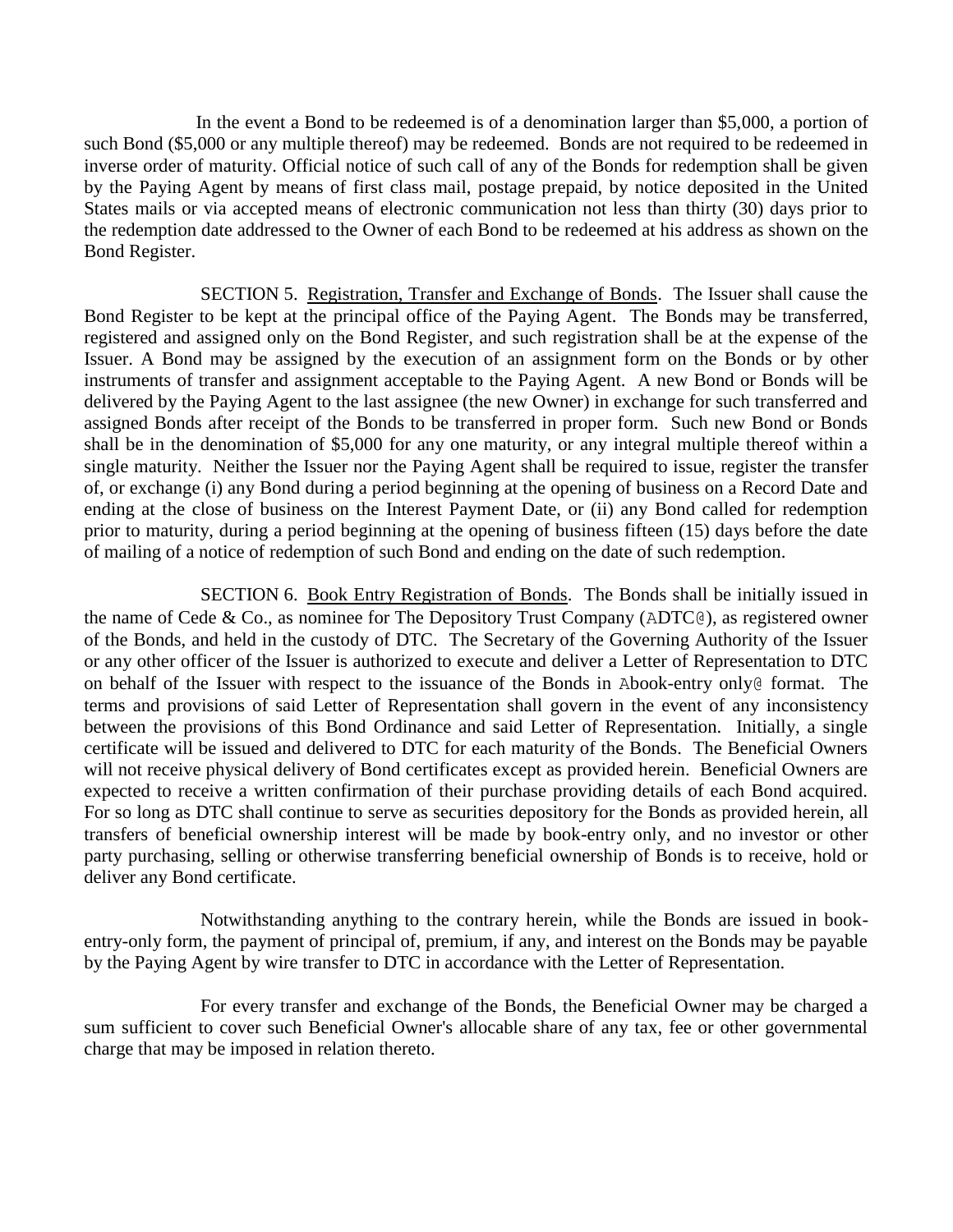In the event a Bond to be redeemed is of a denomination larger than $5,000, a portion of such Bond ($5,000 or any multiple thereof) may be redeemed. Bonds are not required to be redeemed in inverse order of maturity. Official notice of such call of any of the Bonds for redemption shall be given by the Paying Agent by means of first class mail, postage prepaid, by notice deposited in the United States mails or via accepted means of electronic communication not less than thirty (30) days prior to the redemption date addressed to the Owner of each Bond to be redeemed at his address as shown on the Bond Register.

SECTION 5. Registration, Transfer and Exchange of Bonds. The Issuer shall cause the Bond Register to be kept at the principal office of the Paying Agent. The Bonds may be transferred, registered and assigned only on the Bond Register, and such registration shall be at the expense of the Issuer. A Bond may be assigned by the execution of an assignment form on the Bonds or by other instruments of transfer and assignment acceptable to the Paying Agent. A new Bond or Bonds will be delivered by the Paying Agent to the last assignee (the new Owner) in exchange for such transferred and assigned Bonds after receipt of the Bonds to be transferred in proper form. Such new Bond or Bonds shall be in the denomination of $5,000 for any one maturity, or any integral multiple thereof within a single maturity. Neither the Issuer nor the Paying Agent shall be required to issue, register the transfer of, or exchange (i) any Bond during a period beginning at the opening of business on a Record Date and ending at the close of business on the Interest Payment Date, or (ii) any Bond called for redemption prior to maturity, during a period beginning at the opening of business fifteen (15) days before the date of mailing of a notice of redemption of such Bond and ending on the date of such redemption.

SECTION 6. Book Entry Registration of Bonds. The Bonds shall be initially issued in the name of Cede & Co., as nominee for The Depository Trust Company (ADTC@), as registered owner of the Bonds, and held in the custody of DTC. The Secretary of the Governing Authority of the Issuer or any other officer of the Issuer is authorized to execute and deliver a Letter of Representation to DTC on behalf of the Issuer with respect to the issuance of the Bonds in Abook-entry only@ format. The terms and provisions of said Letter of Representation shall govern in the event of any inconsistency between the provisions of this Bond Ordinance and said Letter of Representation. Initially, a single certificate will be issued and delivered to DTC for each maturity of the Bonds. The Beneficial Owners will not receive physical delivery of Bond certificates except as provided herein. Beneficial Owners are expected to receive a written confirmation of their purchase providing details of each Bond acquired. For so long as DTC shall continue to serve as securities depository for the Bonds as provided herein, all transfers of beneficial ownership interest will be made by book-entry only, and no investor or other party purchasing, selling or otherwise transferring beneficial ownership of Bonds is to receive, hold or deliver any Bond certificate.

Notwithstanding anything to the contrary herein, while the Bonds are issued in book-entry-only form, the payment of principal of, premium, if any, and interest on the Bonds may be payable by the Paying Agent by wire transfer to DTC in accordance with the Letter of Representation.

For every transfer and exchange of the Bonds, the Beneficial Owner may be charged a sum sufficient to cover such Beneficial Owner's allocable share of any tax, fee or other governmental charge that may be imposed in relation thereto.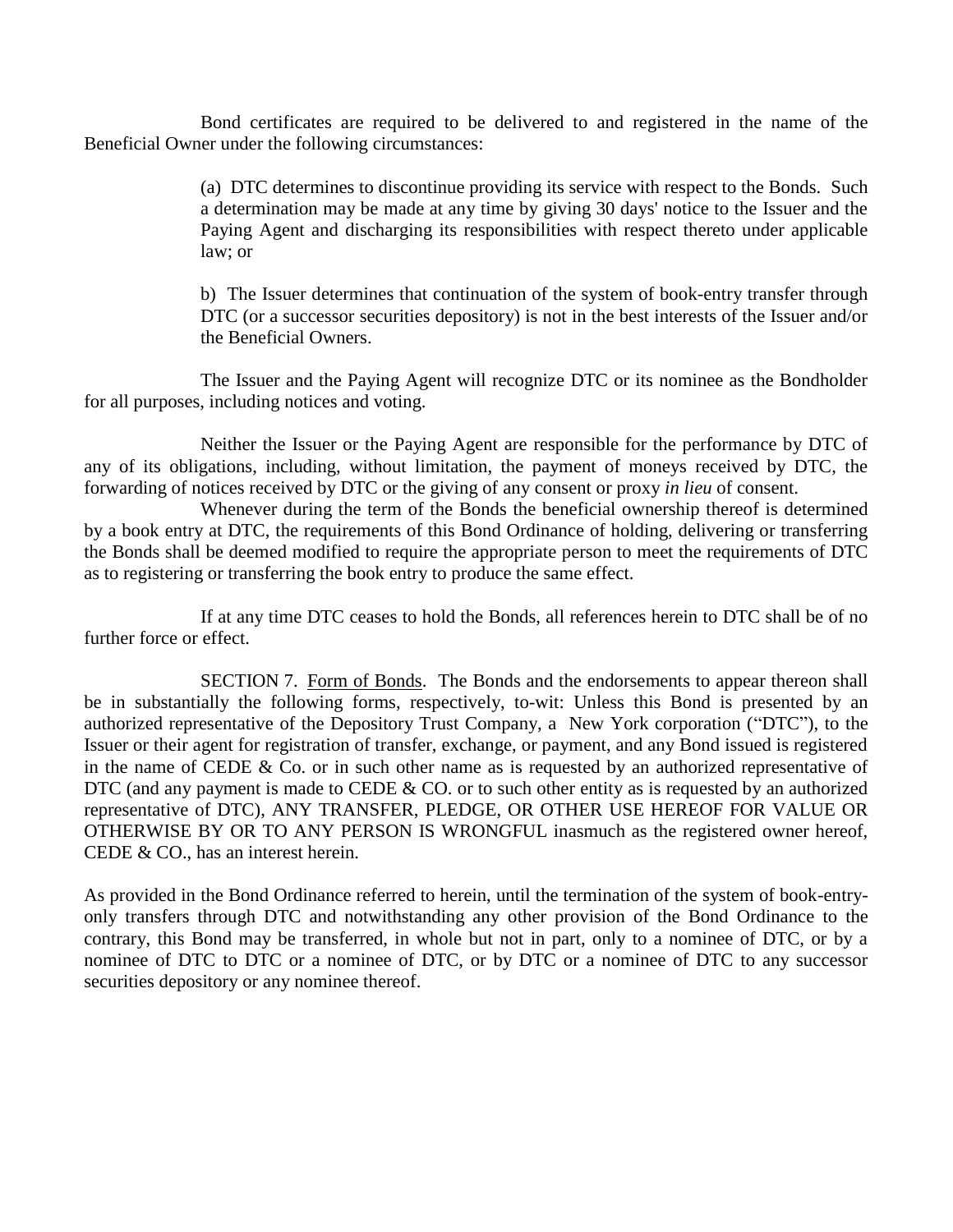Bond certificates are required to be delivered to and registered in the name of the Beneficial Owner under the following circumstances:

> (a) DTC determines to discontinue providing its service with respect to the Bonds. Such a determination may be made at any time by giving 30 days' notice to the Issuer and the Paying Agent and discharging its responsibilities with respect thereto under applicable law; or
>
> b) The Issuer determines that continuation of the system of book-entry transfer through DTC (or a successor securities depository) is not in the best interests of the Issuer and/or the Beneficial Owners.

The Issuer and the Paying Agent will recognize DTC or its nominee as the Bondholder for all purposes, including notices and voting.

Neither the Issuer or the Paying Agent are responsible for the performance by DTC of any of its obligations, including, without limitation, the payment of moneys received by DTC, the forwarding of notices received by DTC or the giving of any consent or proxy *in lieu* of consent.

Whenever during the term of the Bonds the beneficial ownership thereof is determined by a book entry at DTC, the requirements of this Bond Ordinance of holding, delivering or transferring the Bonds shall be deemed modified to require the appropriate person to meet the requirements of DTC as to registering or transferring the book entry to produce the same effect.

If at any time DTC ceases to hold the Bonds, all references herein to DTC shall be of no further force or effect.

SECTION 7. Form of Bonds. The Bonds and the endorsements to appear thereon shall be in substantially the following forms, respectively, to-wit: Unless this Bond is presented by an authorized representative of the Depository Trust Company, a New York corporation ("DTC"), to the Issuer or their agent for registration of transfer, exchange, or payment, and any Bond issued is registered in the name of CEDE & Co. or in such other name as is requested by an authorized representative of DTC (and any payment is made to CEDE & CO. or to such other entity as is requested by an authorized representative of DTC), ANY TRANSFER, PLEDGE, OR OTHER USE HEREOF FOR VALUE OR OTHERWISE BY OR TO ANY PERSON IS WRONGFUL inasmuch as the registered owner hereof, CEDE & CO., has an interest herein.

As provided in the Bond Ordinance referred to herein, until the termination of the system of book-entry-only transfers through DTC and notwithstanding any other provision of the Bond Ordinance to the contrary, this Bond may be transferred, in whole but not in part, only to a nominee of DTC, or by a nominee of DTC to DTC or a nominee of DTC, or by DTC or a nominee of DTC to any successor securities depository or any nominee thereof.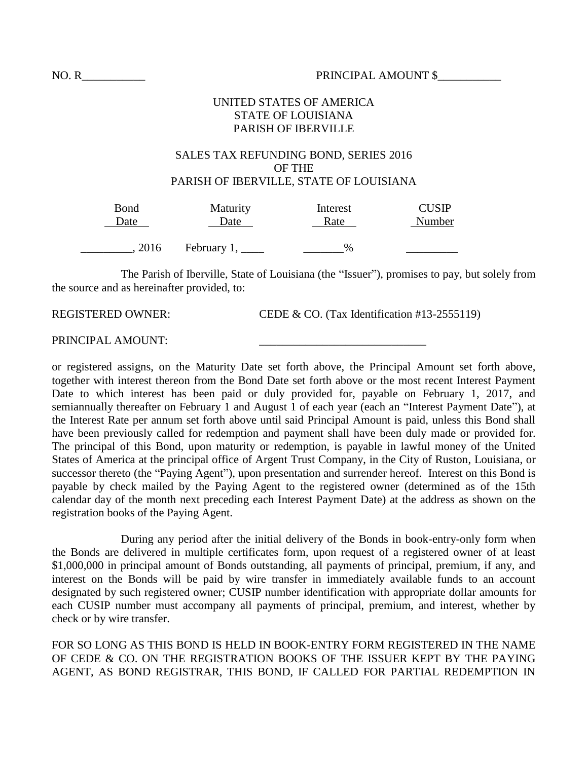NO. R___________ PRINCIPAL AMOUNT $___________

UNITED STATES OF AMERICA
STATE OF LOUISIANA
PARISH OF IBERVILLE

SALES TAX REFUNDING BOND, SERIES 2016
OF THE
PARISH OF IBERVILLE, STATE OF LOUISIANA

| Bond Date | Maturity Date | Interest Rate | CUSIP Number |
|---|---|---|---|
| _________, 2016 | February 1, ____ | _______% | _________ |

The Parish of Iberville, State of Louisiana (the "Issuer"), promises to pay, but solely from the source and as hereinafter provided, to:

REGISTERED OWNER: CEDE & CO. (Tax Identification #13-2555119)

PRINCIPAL AMOUNT: _____________________________

or registered assigns, on the Maturity Date set forth above, the Principal Amount set forth above, together with interest thereon from the Bond Date set forth above or the most recent Interest Payment Date to which interest has been paid or duly provided for, payable on February 1, 2017, and semiannually thereafter on February 1 and August 1 of each year (each an "Interest Payment Date"), at the Interest Rate per annum set forth above until said Principal Amount is paid, unless this Bond shall have been previously called for redemption and payment shall have been duly made or provided for. The principal of this Bond, upon maturity or redemption, is payable in lawful money of the United States of America at the principal office of Argent Trust Company, in the City of Ruston, Louisiana, or successor thereto (the "Paying Agent"), upon presentation and surrender hereof. Interest on this Bond is payable by check mailed by the Paying Agent to the registered owner (determined as of the 15th calendar day of the month next preceding each Interest Payment Date) at the address as shown on the registration books of the Paying Agent.

During any period after the initial delivery of the Bonds in book-entry-only form when the Bonds are delivered in multiple certificates form, upon request of a registered owner of at least $1,000,000 in principal amount of Bonds outstanding, all payments of principal, premium, if any, and interest on the Bonds will be paid by wire transfer in immediately available funds to an account designated by such registered owner; CUSIP number identification with appropriate dollar amounts for each CUSIP number must accompany all payments of principal, premium, and interest, whether by check or by wire transfer.

FOR SO LONG AS THIS BOND IS HELD IN BOOK-ENTRY FORM REGISTERED IN THE NAME OF CEDE & CO. ON THE REGISTRATION BOOKS OF THE ISSUER KEPT BY THE PAYING AGENT, AS BOND REGISTRAR, THIS BOND, IF CALLED FOR PARTIAL REDEMPTION IN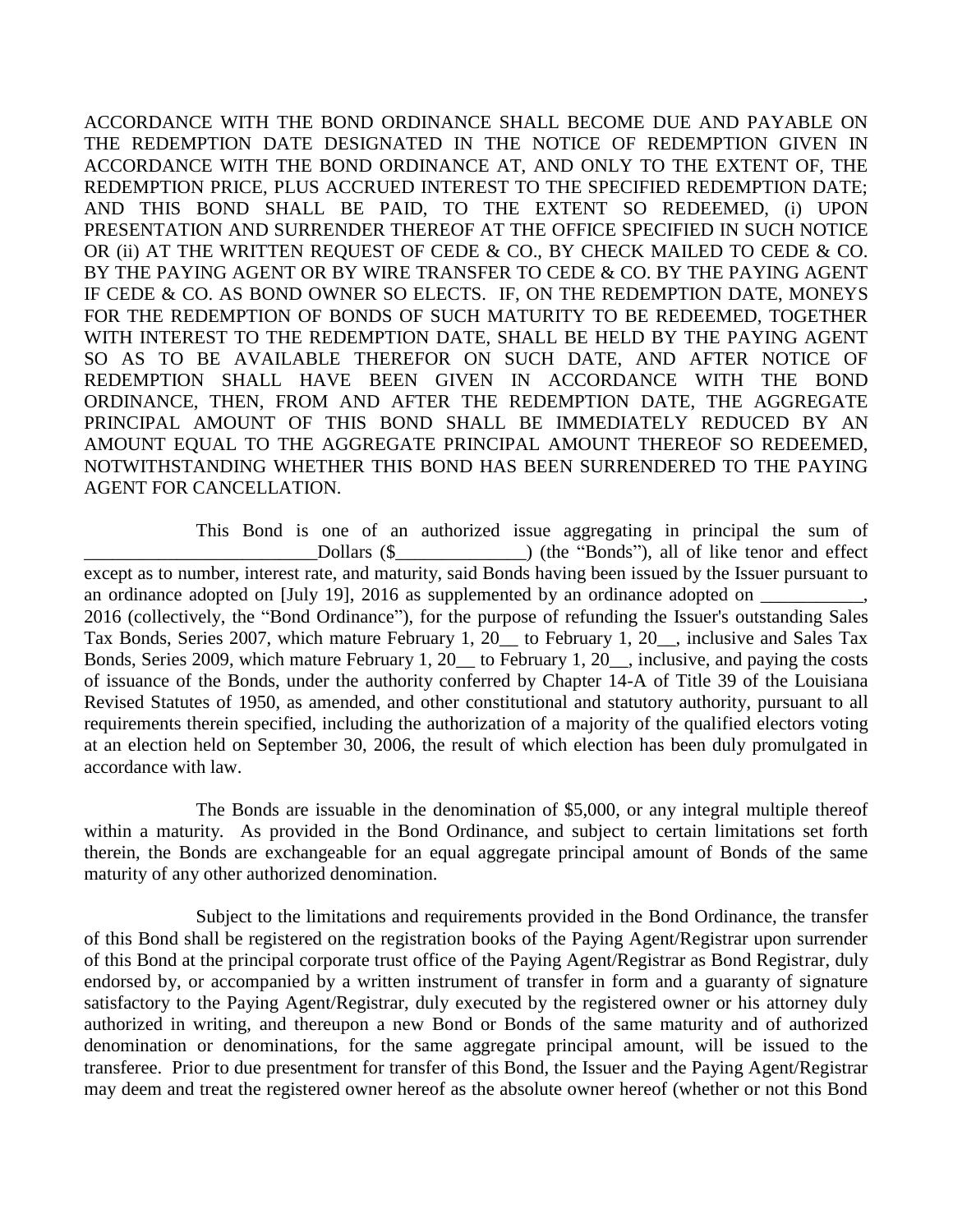ACCORDANCE WITH THE BOND ORDINANCE SHALL BECOME DUE AND PAYABLE ON THE REDEMPTION DATE DESIGNATED IN THE NOTICE OF REDEMPTION GIVEN IN ACCORDANCE WITH THE BOND ORDINANCE AT, AND ONLY TO THE EXTENT OF, THE REDEMPTION PRICE, PLUS ACCRUED INTEREST TO THE SPECIFIED REDEMPTION DATE; AND THIS BOND SHALL BE PAID, TO THE EXTENT SO REDEEMED, (i) UPON PRESENTATION AND SURRENDER THEREOF AT THE OFFICE SPECIFIED IN SUCH NOTICE OR (ii) AT THE WRITTEN REQUEST OF CEDE & CO., BY CHECK MAILED TO CEDE & CO. BY THE PAYING AGENT OR BY WIRE TRANSFER TO CEDE & CO. BY THE PAYING AGENT IF CEDE & CO. AS BOND OWNER SO ELECTS. IF, ON THE REDEMPTION DATE, MONEYS FOR THE REDEMPTION OF BONDS OF SUCH MATURITY TO BE REDEEMED, TOGETHER WITH INTEREST TO THE REDEMPTION DATE, SHALL BE HELD BY THE PAYING AGENT SO AS TO BE AVAILABLE THEREFOR ON SUCH DATE, AND AFTER NOTICE OF REDEMPTION SHALL HAVE BEEN GIVEN IN ACCORDANCE WITH THE BOND ORDINANCE, THEN, FROM AND AFTER THE REDEMPTION DATE, THE AGGREGATE PRINCIPAL AMOUNT OF THIS BOND SHALL BE IMMEDIATELY REDUCED BY AN AMOUNT EQUAL TO THE AGGREGATE PRINCIPAL AMOUNT THEREOF SO REDEEMED, NOTWITHSTANDING WHETHER THIS BOND HAS BEEN SURRENDERED TO THE PAYING AGENT FOR CANCELLATION.

This Bond is one of an authorized issue aggregating in principal the sum of _________________________Dollars ($______________) (the "Bonds"), all of like tenor and effect except as to number, interest rate, and maturity, said Bonds having been issued by the Issuer pursuant to an ordinance adopted on [July 19], 2016 as supplemented by an ordinance adopted on ___________, 2016 (collectively, the "Bond Ordinance"), for the purpose of refunding the Issuer's outstanding Sales Tax Bonds, Series 2007, which mature February 1, 20__ to February 1, 20__, inclusive and Sales Tax Bonds, Series 2009, which mature February 1, 20__ to February 1, 20__, inclusive, and paying the costs of issuance of the Bonds, under the authority conferred by Chapter 14-A of Title 39 of the Louisiana Revised Statutes of 1950, as amended, and other constitutional and statutory authority, pursuant to all requirements therein specified, including the authorization of a majority of the qualified electors voting at an election held on September 30, 2006, the result of which election has been duly promulgated in accordance with law.

The Bonds are issuable in the denomination of $5,000, or any integral multiple thereof within a maturity. As provided in the Bond Ordinance, and subject to certain limitations set forth therein, the Bonds are exchangeable for an equal aggregate principal amount of Bonds of the same maturity of any other authorized denomination.

Subject to the limitations and requirements provided in the Bond Ordinance, the transfer of this Bond shall be registered on the registration books of the Paying Agent/Registrar upon surrender of this Bond at the principal corporate trust office of the Paying Agent/Registrar as Bond Registrar, duly endorsed by, or accompanied by a written instrument of transfer in form and a guaranty of signature satisfactory to the Paying Agent/Registrar, duly executed by the registered owner or his attorney duly authorized in writing, and thereupon a new Bond or Bonds of the same maturity and of authorized denomination or denominations, for the same aggregate principal amount, will be issued to the transferee. Prior to due presentment for transfer of this Bond, the Issuer and the Paying Agent/Registrar may deem and treat the registered owner hereof as the absolute owner hereof (whether or not this Bond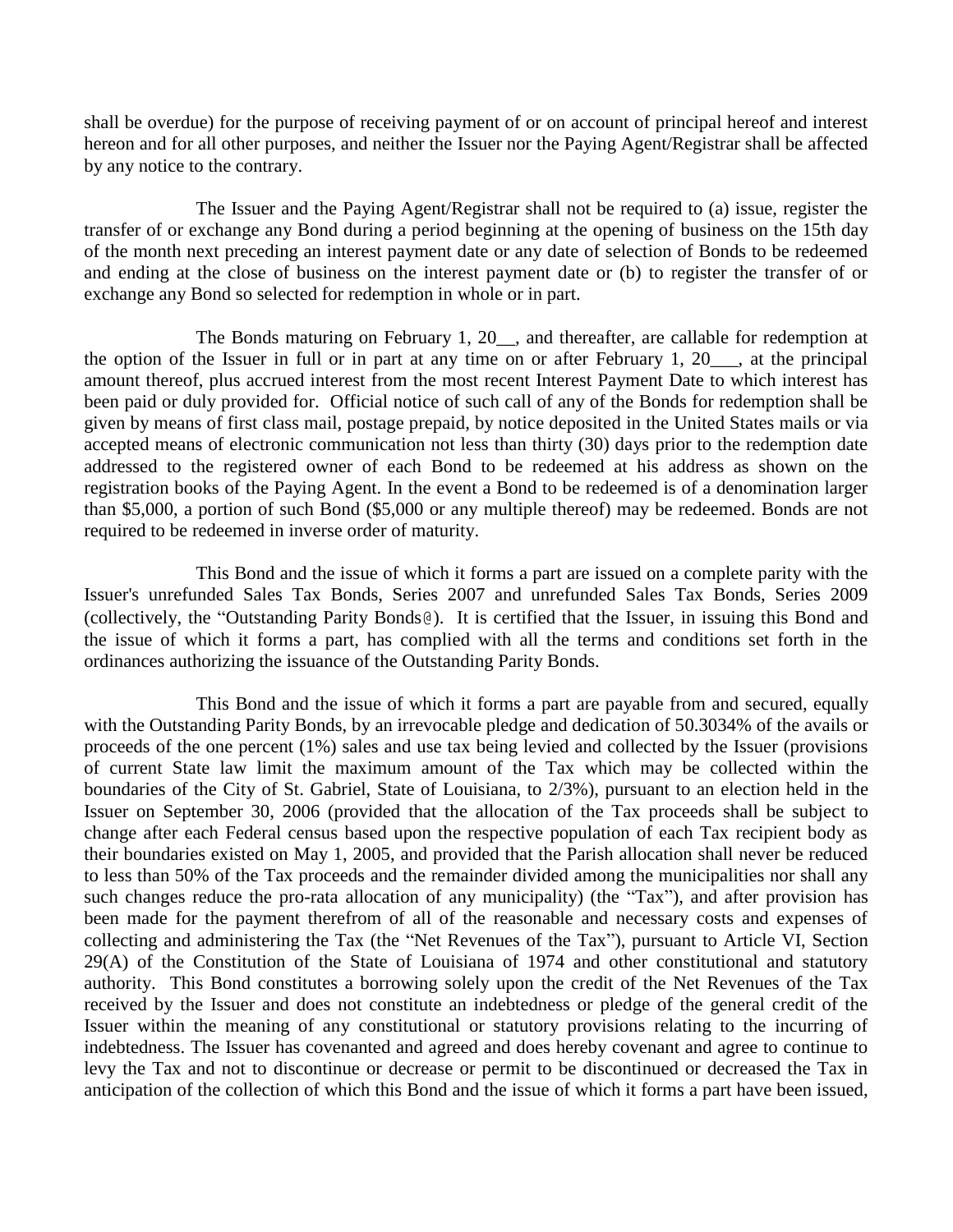shall be overdue) for the purpose of receiving payment of or on account of principal hereof and interest hereon and for all other purposes, and neither the Issuer nor the Paying Agent/Registrar shall be affected by any notice to the contrary.

The Issuer and the Paying Agent/Registrar shall not be required to (a) issue, register the transfer of or exchange any Bond during a period beginning at the opening of business on the 15th day of the month next preceding an interest payment date or any date of selection of Bonds to be redeemed and ending at the close of business on the interest payment date or (b) to register the transfer of or exchange any Bond so selected for redemption in whole or in part.

The Bonds maturing on February 1, 20__, and thereafter, are callable for redemption at the option of the Issuer in full or in part at any time on or after February 1, 20___, at the principal amount thereof, plus accrued interest from the most recent Interest Payment Date to which interest has been paid or duly provided for. Official notice of such call of any of the Bonds for redemption shall be given by means of first class mail, postage prepaid, by notice deposited in the United States mails or via accepted means of electronic communication not less than thirty (30) days prior to the redemption date addressed to the registered owner of each Bond to be redeemed at his address as shown on the registration books of the Paying Agent. In the event a Bond to be redeemed is of a denomination larger than $5,000, a portion of such Bond ($5,000 or any multiple thereof) may be redeemed. Bonds are not required to be redeemed in inverse order of maturity.

This Bond and the issue of which it forms a part are issued on a complete parity with the Issuer's unrefunded Sales Tax Bonds, Series 2007 and unrefunded Sales Tax Bonds, Series 2009 (collectively, the "Outstanding Parity Bonds@). It is certified that the Issuer, in issuing this Bond and the issue of which it forms a part, has complied with all the terms and conditions set forth in the ordinances authorizing the issuance of the Outstanding Parity Bonds.

This Bond and the issue of which it forms a part are payable from and secured, equally with the Outstanding Parity Bonds, by an irrevocable pledge and dedication of 50.3034% of the avails or proceeds of the one percent (1%) sales and use tax being levied and collected by the Issuer (provisions of current State law limit the maximum amount of the Tax which may be collected within the boundaries of the City of St. Gabriel, State of Louisiana, to 2/3%), pursuant to an election held in the Issuer on September 30, 2006 (provided that the allocation of the Tax proceeds shall be subject to change after each Federal census based upon the respective population of each Tax recipient body as their boundaries existed on May 1, 2005, and provided that the Parish allocation shall never be reduced to less than 50% of the Tax proceeds and the remainder divided among the municipalities nor shall any such changes reduce the pro-rata allocation of any municipality) (the "Tax"), and after provision has been made for the payment therefrom of all of the reasonable and necessary costs and expenses of collecting and administering the Tax (the "Net Revenues of the Tax"), pursuant to Article VI, Section 29(A) of the Constitution of the State of Louisiana of 1974 and other constitutional and statutory authority. This Bond constitutes a borrowing solely upon the credit of the Net Revenues of the Tax received by the Issuer and does not constitute an indebtedness or pledge of the general credit of the Issuer within the meaning of any constitutional or statutory provisions relating to the incurring of indebtedness. The Issuer has covenanted and agreed and does hereby covenant and agree to continue to levy the Tax and not to discontinue or decrease or permit to be discontinued or decreased the Tax in anticipation of the collection of which this Bond and the issue of which it forms a part have been issued,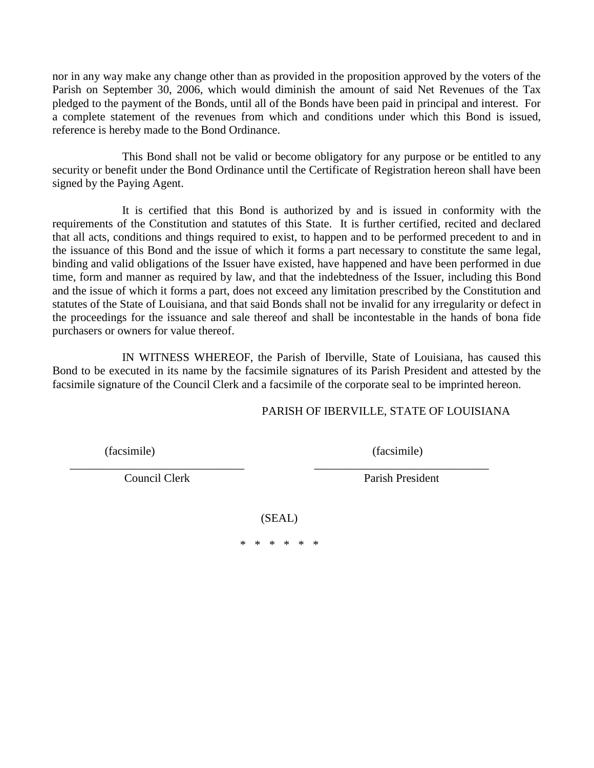nor in any way make any change other than as provided in the proposition approved by the voters of the Parish on September 30, 2006, which would diminish the amount of said Net Revenues of the Tax pledged to the payment of the Bonds, until all of the Bonds have been paid in principal and interest. For a complete statement of the revenues from which and conditions under which this Bond is issued, reference is hereby made to the Bond Ordinance.

This Bond shall not be valid or become obligatory for any purpose or be entitled to any security or benefit under the Bond Ordinance until the Certificate of Registration hereon shall have been signed by the Paying Agent.

It is certified that this Bond is authorized by and is issued in conformity with the requirements of the Constitution and statutes of this State. It is further certified, recited and declared that all acts, conditions and things required to exist, to happen and to be performed precedent to and in the issuance of this Bond and the issue of which it forms a part necessary to constitute the same legal, binding and valid obligations of the Issuer have existed, have happened and have been performed in due time, form and manner as required by law, and that the indebtedness of the Issuer, including this Bond and the issue of which it forms a part, does not exceed any limitation prescribed by the Constitution and statutes of the State of Louisiana, and that said Bonds shall not be invalid for any irregularity or defect in the proceedings for the issuance and sale thereof and shall be incontestable in the hands of bona fide purchasers or owners for value thereof.

IN WITNESS WHEREOF, the Parish of Iberville, State of Louisiana, has caused this Bond to be executed in its name by the facsimile signatures of its Parish President and attested by the facsimile signature of the Council Clerk and a facsimile of the corporate seal to be imprinted hereon.

PARISH OF IBERVILLE, STATE OF LOUISIANA

| (facsimile) | (facsimile) |
|---|---|
| ______________________________ | ______________________________ |
| Council Clerk | Parish President |

(SEAL)

\* \* \* \* \* \*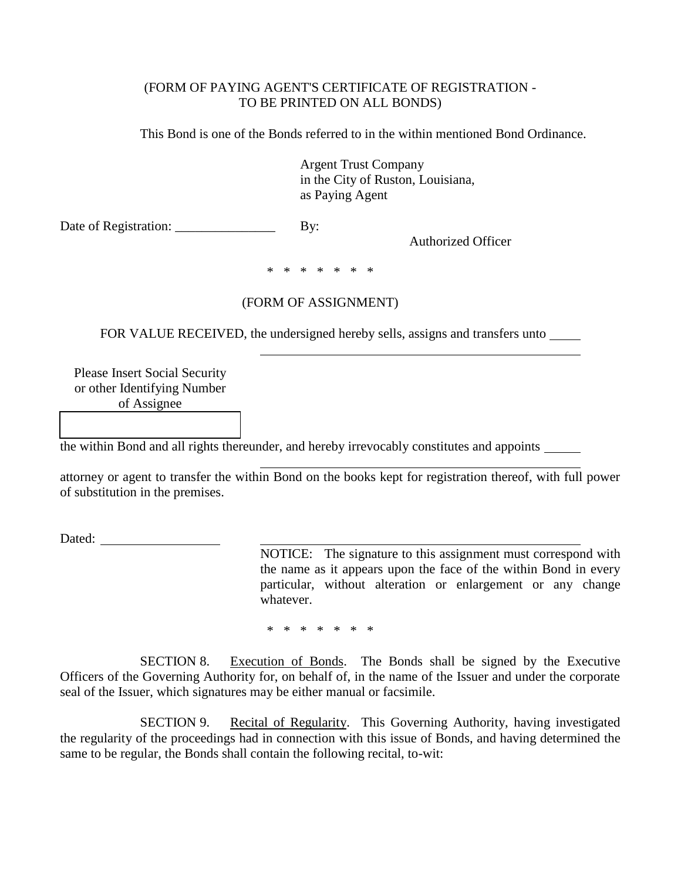(FORM OF PAYING AGENT'S CERTIFICATE OF REGISTRATION - TO BE PRINTED ON ALL BONDS)

This Bond is one of the Bonds referred to in the within mentioned Bond Ordinance.

Argent Trust Company
in the City of Ruston, Louisiana,
as Paying Agent

Date of Registration: _______________ By: ______________________
Authorized Officer

\* \* \* \* \* \* \*

(FORM OF ASSIGNMENT)

FOR VALUE RECEIVED, the undersigned hereby sells, assigns and transfers unto _____
_______________________________________________

Please Insert Social Security or other Identifying Number of Assignee

| |
|---|
| |

the within Bond and all rights thereunder, and hereby irrevocably constitutes and appoints _____
_______________________________________________
attorney or agent to transfer the within Bond on the books kept for registration thereof, with full power of substitution in the premises.

Dated: __________________ _______________________________________________

NOTICE: The signature to this assignment must correspond with the name as it appears upon the face of the within Bond in every particular, without alteration or enlargement or any change whatever.

\* \* \* \* \* \* \*

SECTION 8. Execution of Bonds. The Bonds shall be signed by the Executive Officers of the Governing Authority for, on behalf of, in the name of the Issuer and under the corporate seal of the Issuer, which signatures may be either manual or facsimile.

SECTION 9. Recital of Regularity. This Governing Authority, having investigated the regularity of the proceedings had in connection with this issue of Bonds, and having determined the same to be regular, the Bonds shall contain the following recital, to-wit: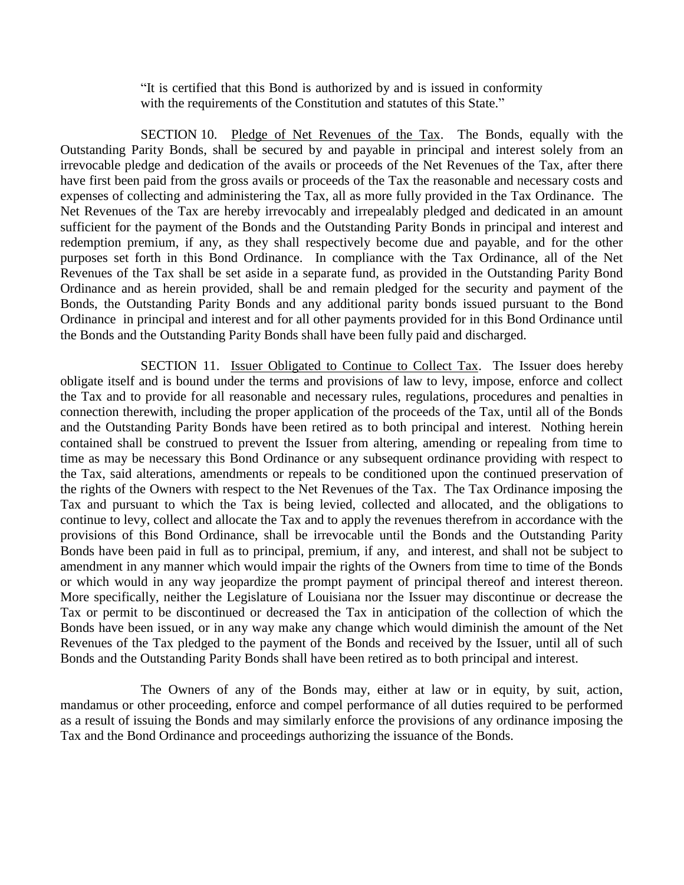"It is certified that this Bond is authorized by and is issued in conformity with the requirements of the Constitution and statutes of this State."

SECTION 10. Pledge of Net Revenues of the Tax. The Bonds, equally with the Outstanding Parity Bonds, shall be secured by and payable in principal and interest solely from an irrevocable pledge and dedication of the avails or proceeds of the Net Revenues of the Tax, after there have first been paid from the gross avails or proceeds of the Tax the reasonable and necessary costs and expenses of collecting and administering the Tax, all as more fully provided in the Tax Ordinance. The Net Revenues of the Tax are hereby irrevocably and irrepealably pledged and dedicated in an amount sufficient for the payment of the Bonds and the Outstanding Parity Bonds in principal and interest and redemption premium, if any, as they shall respectively become due and payable, and for the other purposes set forth in this Bond Ordinance. In compliance with the Tax Ordinance, all of the Net Revenues of the Tax shall be set aside in a separate fund, as provided in the Outstanding Parity Bond Ordinance and as herein provided, shall be and remain pledged for the security and payment of the Bonds, the Outstanding Parity Bonds and any additional parity bonds issued pursuant to the Bond Ordinance in principal and interest and for all other payments provided for in this Bond Ordinance until the Bonds and the Outstanding Parity Bonds shall have been fully paid and discharged.

SECTION 11. Issuer Obligated to Continue to Collect Tax. The Issuer does hereby obligate itself and is bound under the terms and provisions of law to levy, impose, enforce and collect the Tax and to provide for all reasonable and necessary rules, regulations, procedures and penalties in connection therewith, including the proper application of the proceeds of the Tax, until all of the Bonds and the Outstanding Parity Bonds have been retired as to both principal and interest. Nothing herein contained shall be construed to prevent the Issuer from altering, amending or repealing from time to time as may be necessary this Bond Ordinance or any subsequent ordinance providing with respect to the Tax, said alterations, amendments or repeals to be conditioned upon the continued preservation of the rights of the Owners with respect to the Net Revenues of the Tax. The Tax Ordinance imposing the Tax and pursuant to which the Tax is being levied, collected and allocated, and the obligations to continue to levy, collect and allocate the Tax and to apply the revenues therefrom in accordance with the provisions of this Bond Ordinance, shall be irrevocable until the Bonds and the Outstanding Parity Bonds have been paid in full as to principal, premium, if any, and interest, and shall not be subject to amendment in any manner which would impair the rights of the Owners from time to time of the Bonds or which would in any way jeopardize the prompt payment of principal thereof and interest thereon. More specifically, neither the Legislature of Louisiana nor the Issuer may discontinue or decrease the Tax or permit to be discontinued or decreased the Tax in anticipation of the collection of which the Bonds have been issued, or in any way make any change which would diminish the amount of the Net Revenues of the Tax pledged to the payment of the Bonds and received by the Issuer, until all of such Bonds and the Outstanding Parity Bonds shall have been retired as to both principal and interest.

The Owners of any of the Bonds may, either at law or in equity, by suit, action, mandamus or other proceeding, enforce and compel performance of all duties required to be performed as a result of issuing the Bonds and may similarly enforce the provisions of any ordinance imposing the Tax and the Bond Ordinance and proceedings authorizing the issuance of the Bonds.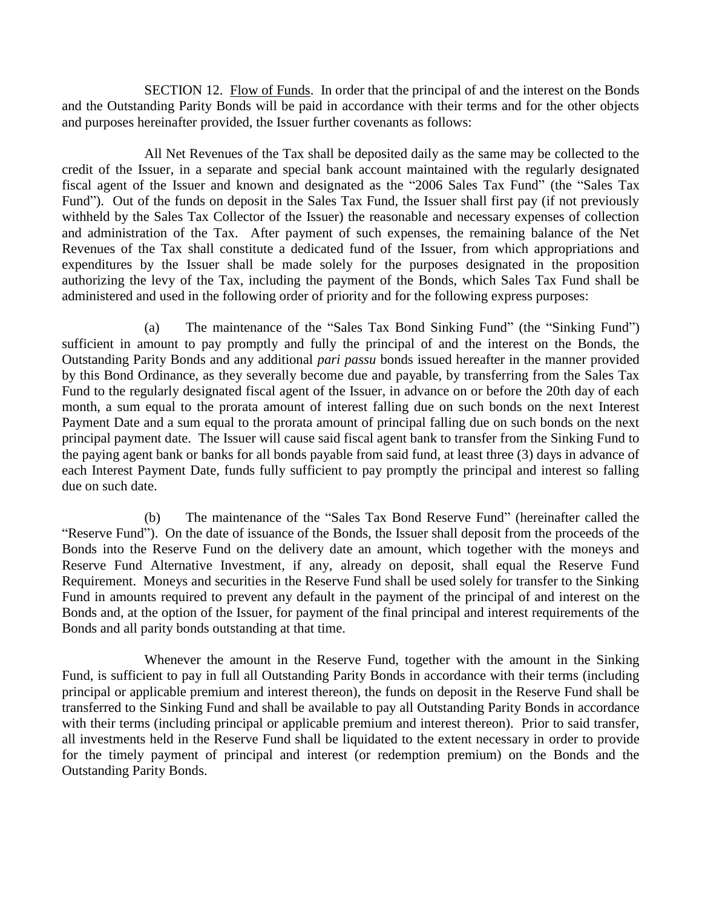SECTION 12. Flow of Funds. In order that the principal of and the interest on the Bonds and the Outstanding Parity Bonds will be paid in accordance with their terms and for the other objects and purposes hereinafter provided, the Issuer further covenants as follows:

All Net Revenues of the Tax shall be deposited daily as the same may be collected to the credit of the Issuer, in a separate and special bank account maintained with the regularly designated fiscal agent of the Issuer and known and designated as the "2006 Sales Tax Fund" (the "Sales Tax Fund"). Out of the funds on deposit in the Sales Tax Fund, the Issuer shall first pay (if not previously withheld by the Sales Tax Collector of the Issuer) the reasonable and necessary expenses of collection and administration of the Tax. After payment of such expenses, the remaining balance of the Net Revenues of the Tax shall constitute a dedicated fund of the Issuer, from which appropriations and expenditures by the Issuer shall be made solely for the purposes designated in the proposition authorizing the levy of the Tax, including the payment of the Bonds, which Sales Tax Fund shall be administered and used in the following order of priority and for the following express purposes:

(a) The maintenance of the "Sales Tax Bond Sinking Fund" (the "Sinking Fund") sufficient in amount to pay promptly and fully the principal of and the interest on the Bonds, the Outstanding Parity Bonds and any additional *pari passu* bonds issued hereafter in the manner provided by this Bond Ordinance, as they severally become due and payable, by transferring from the Sales Tax Fund to the regularly designated fiscal agent of the Issuer, in advance on or before the 20th day of each month, a sum equal to the prorata amount of interest falling due on such bonds on the next Interest Payment Date and a sum equal to the prorata amount of principal falling due on such bonds on the next principal payment date. The Issuer will cause said fiscal agent bank to transfer from the Sinking Fund to the paying agent bank or banks for all bonds payable from said fund, at least three (3) days in advance of each Interest Payment Date, funds fully sufficient to pay promptly the principal and interest so falling due on such date.

(b) The maintenance of the "Sales Tax Bond Reserve Fund" (hereinafter called the "Reserve Fund"). On the date of issuance of the Bonds, the Issuer shall deposit from the proceeds of the Bonds into the Reserve Fund on the delivery date an amount, which together with the moneys and Reserve Fund Alternative Investment, if any, already on deposit, shall equal the Reserve Fund Requirement. Moneys and securities in the Reserve Fund shall be used solely for transfer to the Sinking Fund in amounts required to prevent any default in the payment of the principal of and interest on the Bonds and, at the option of the Issuer, for payment of the final principal and interest requirements of the Bonds and all parity bonds outstanding at that time.

Whenever the amount in the Reserve Fund, together with the amount in the Sinking Fund, is sufficient to pay in full all Outstanding Parity Bonds in accordance with their terms (including principal or applicable premium and interest thereon), the funds on deposit in the Reserve Fund shall be transferred to the Sinking Fund and shall be available to pay all Outstanding Parity Bonds in accordance with their terms (including principal or applicable premium and interest thereon). Prior to said transfer, all investments held in the Reserve Fund shall be liquidated to the extent necessary in order to provide for the timely payment of principal and interest (or redemption premium) on the Bonds and the Outstanding Parity Bonds.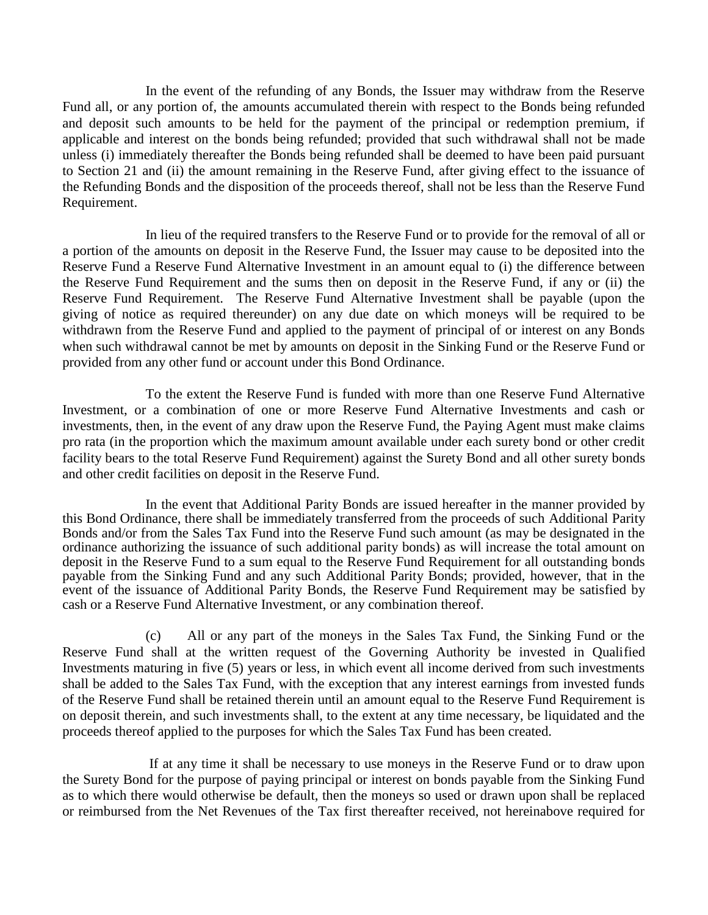In the event of the refunding of any Bonds, the Issuer may withdraw from the Reserve Fund all, or any portion of, the amounts accumulated therein with respect to the Bonds being refunded and deposit such amounts to be held for the payment of the principal or redemption premium, if applicable and interest on the bonds being refunded; provided that such withdrawal shall not be made unless (i) immediately thereafter the Bonds being refunded shall be deemed to have been paid pursuant to Section 21 and (ii) the amount remaining in the Reserve Fund, after giving effect to the issuance of the Refunding Bonds and the disposition of the proceeds thereof, shall not be less than the Reserve Fund Requirement.

In lieu of the required transfers to the Reserve Fund or to provide for the removal of all or a portion of the amounts on deposit in the Reserve Fund, the Issuer may cause to be deposited into the Reserve Fund a Reserve Fund Alternative Investment in an amount equal to (i) the difference between the Reserve Fund Requirement and the sums then on deposit in the Reserve Fund, if any or (ii) the Reserve Fund Requirement. The Reserve Fund Alternative Investment shall be payable (upon the giving of notice as required thereunder) on any due date on which moneys will be required to be withdrawn from the Reserve Fund and applied to the payment of principal of or interest on any Bonds when such withdrawal cannot be met by amounts on deposit in the Sinking Fund or the Reserve Fund or provided from any other fund or account under this Bond Ordinance.

To the extent the Reserve Fund is funded with more than one Reserve Fund Alternative Investment, or a combination of one or more Reserve Fund Alternative Investments and cash or investments, then, in the event of any draw upon the Reserve Fund, the Paying Agent must make claims pro rata (in the proportion which the maximum amount available under each surety bond or other credit facility bears to the total Reserve Fund Requirement) against the Surety Bond and all other surety bonds and other credit facilities on deposit in the Reserve Fund.

In the event that Additional Parity Bonds are issued hereafter in the manner provided by this Bond Ordinance, there shall be immediately transferred from the proceeds of such Additional Parity Bonds and/or from the Sales Tax Fund into the Reserve Fund such amount (as may be designated in the ordinance authorizing the issuance of such additional parity bonds) as will increase the total amount on deposit in the Reserve Fund to a sum equal to the Reserve Fund Requirement for all outstanding bonds payable from the Sinking Fund and any such Additional Parity Bonds; provided, however, that in the event of the issuance of Additional Parity Bonds, the Reserve Fund Requirement may be satisfied by cash or a Reserve Fund Alternative Investment, or any combination thereof.

(c) All or any part of the moneys in the Sales Tax Fund, the Sinking Fund or the Reserve Fund shall at the written request of the Governing Authority be invested in Qualified Investments maturing in five (5) years or less, in which event all income derived from such investments shall be added to the Sales Tax Fund, with the exception that any interest earnings from invested funds of the Reserve Fund shall be retained therein until an amount equal to the Reserve Fund Requirement is on deposit therein, and such investments shall, to the extent at any time necessary, be liquidated and the proceeds thereof applied to the purposes for which the Sales Tax Fund has been created.

If at any time it shall be necessary to use moneys in the Reserve Fund or to draw upon the Surety Bond for the purpose of paying principal or interest on bonds payable from the Sinking Fund as to which there would otherwise be default, then the moneys so used or drawn upon shall be replaced or reimbursed from the Net Revenues of the Tax first thereafter received, not hereinabove required for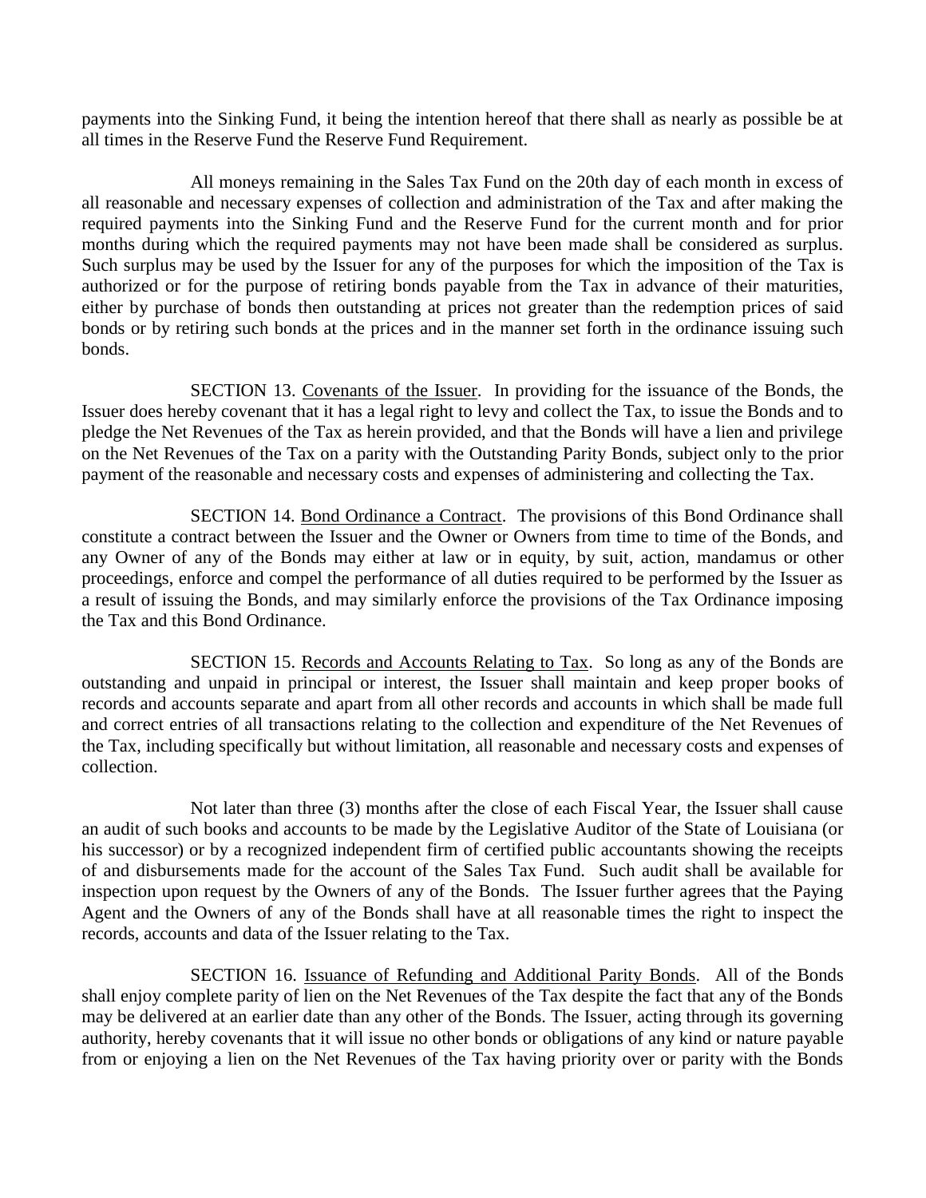payments into the Sinking Fund, it being the intention hereof that there shall as nearly as possible be at all times in the Reserve Fund the Reserve Fund Requirement.

All moneys remaining in the Sales Tax Fund on the 20th day of each month in excess of all reasonable and necessary expenses of collection and administration of the Tax and after making the required payments into the Sinking Fund and the Reserve Fund for the current month and for prior months during which the required payments may not have been made shall be considered as surplus. Such surplus may be used by the Issuer for any of the purposes for which the imposition of the Tax is authorized or for the purpose of retiring bonds payable from the Tax in advance of their maturities, either by purchase of bonds then outstanding at prices not greater than the redemption prices of said bonds or by retiring such bonds at the prices and in the manner set forth in the ordinance issuing such bonds.

SECTION 13. Covenants of the Issuer. In providing for the issuance of the Bonds, the Issuer does hereby covenant that it has a legal right to levy and collect the Tax, to issue the Bonds and to pledge the Net Revenues of the Tax as herein provided, and that the Bonds will have a lien and privilege on the Net Revenues of the Tax on a parity with the Outstanding Parity Bonds, subject only to the prior payment of the reasonable and necessary costs and expenses of administering and collecting the Tax.

SECTION 14. Bond Ordinance a Contract. The provisions of this Bond Ordinance shall constitute a contract between the Issuer and the Owner or Owners from time to time of the Bonds, and any Owner of any of the Bonds may either at law or in equity, by suit, action, mandamus or other proceedings, enforce and compel the performance of all duties required to be performed by the Issuer as a result of issuing the Bonds, and may similarly enforce the provisions of the Tax Ordinance imposing the Tax and this Bond Ordinance.

SECTION 15. Records and Accounts Relating to Tax. So long as any of the Bonds are outstanding and unpaid in principal or interest, the Issuer shall maintain and keep proper books of records and accounts separate and apart from all other records and accounts in which shall be made full and correct entries of all transactions relating to the collection and expenditure of the Net Revenues of the Tax, including specifically but without limitation, all reasonable and necessary costs and expenses of collection.

Not later than three (3) months after the close of each Fiscal Year, the Issuer shall cause an audit of such books and accounts to be made by the Legislative Auditor of the State of Louisiana (or his successor) or by a recognized independent firm of certified public accountants showing the receipts of and disbursements made for the account of the Sales Tax Fund. Such audit shall be available for inspection upon request by the Owners of any of the Bonds. The Issuer further agrees that the Paying Agent and the Owners of any of the Bonds shall have at all reasonable times the right to inspect the records, accounts and data of the Issuer relating to the Tax.

SECTION 16. Issuance of Refunding and Additional Parity Bonds. All of the Bonds shall enjoy complete parity of lien on the Net Revenues of the Tax despite the fact that any of the Bonds may be delivered at an earlier date than any other of the Bonds. The Issuer, acting through its governing authority, hereby covenants that it will issue no other bonds or obligations of any kind or nature payable from or enjoying a lien on the Net Revenues of the Tax having priority over or parity with the Bonds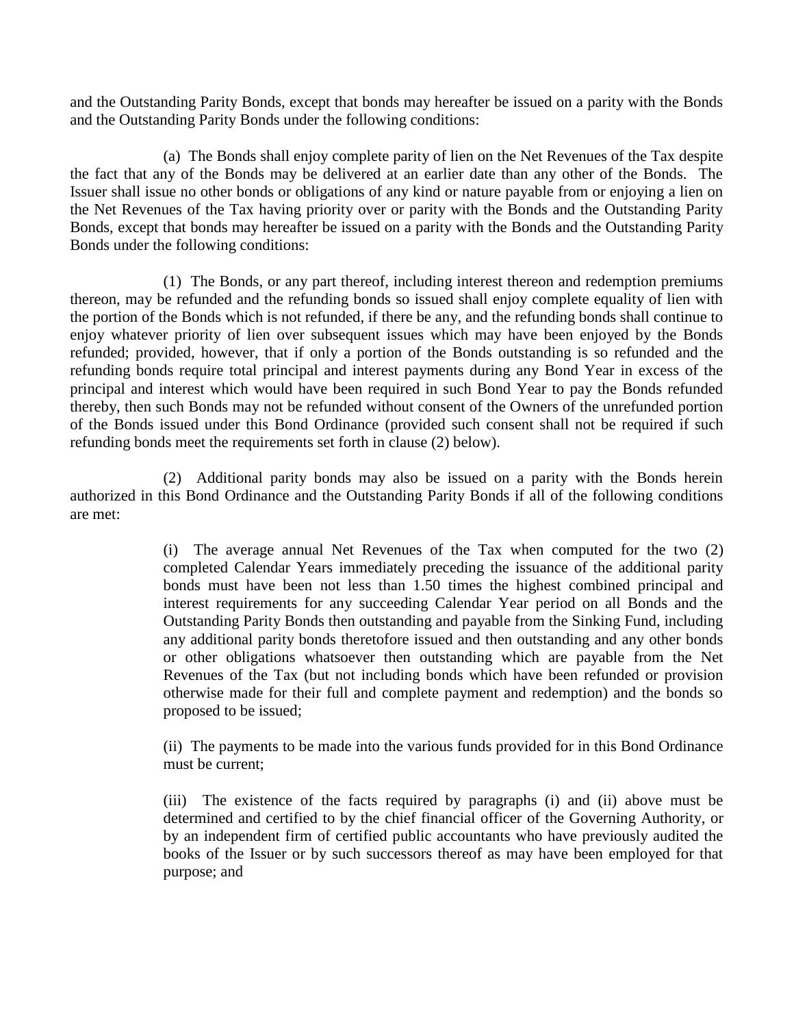and the Outstanding Parity Bonds, except that bonds may hereafter be issued on a parity with the Bonds and the Outstanding Parity Bonds under the following conditions:

(a) The Bonds shall enjoy complete parity of lien on the Net Revenues of the Tax despite the fact that any of the Bonds may be delivered at an earlier date than any other of the Bonds. The Issuer shall issue no other bonds or obligations of any kind or nature payable from or enjoying a lien on the Net Revenues of the Tax having priority over or parity with the Bonds and the Outstanding Parity Bonds, except that bonds may hereafter be issued on a parity with the Bonds and the Outstanding Parity Bonds under the following conditions:

(1) The Bonds, or any part thereof, including interest thereon and redemption premiums thereon, may be refunded and the refunding bonds so issued shall enjoy complete equality of lien with the portion of the Bonds which is not refunded, if there be any, and the refunding bonds shall continue to enjoy whatever priority of lien over subsequent issues which may have been enjoyed by the Bonds refunded; provided, however, that if only a portion of the Bonds outstanding is so refunded and the refunding bonds require total principal and interest payments during any Bond Year in excess of the principal and interest which would have been required in such Bond Year to pay the Bonds refunded thereby, then such Bonds may not be refunded without consent of the Owners of the unrefunded portion of the Bonds issued under this Bond Ordinance (provided such consent shall not be required if such refunding bonds meet the requirements set forth in clause (2) below).

(2) Additional parity bonds may also be issued on a parity with the Bonds herein authorized in this Bond Ordinance and the Outstanding Parity Bonds if all of the following conditions are met:

> (i) The average annual Net Revenues of the Tax when computed for the two (2) completed Calendar Years immediately preceding the issuance of the additional parity bonds must have been not less than 1.50 times the highest combined principal and interest requirements for any succeeding Calendar Year period on all Bonds and the Outstanding Parity Bonds then outstanding and payable from the Sinking Fund, including any additional parity bonds theretofore issued and then outstanding and any other bonds or other obligations whatsoever then outstanding which are payable from the Net Revenues of the Tax (but not including bonds which have been refunded or provision otherwise made for their full and complete payment and redemption) and the bonds so proposed to be issued;
>
> (ii) The payments to be made into the various funds provided for in this Bond Ordinance must be current;
>
> (iii) The existence of the facts required by paragraphs (i) and (ii) above must be determined and certified to by the chief financial officer of the Governing Authority, or by an independent firm of certified public accountants who have previously audited the books of the Issuer or by such successors thereof as may have been employed for that purpose; and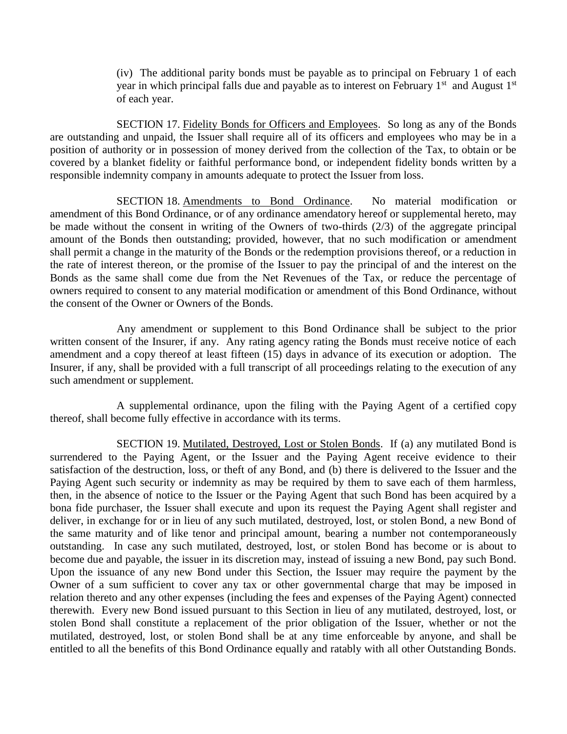(iv) The additional parity bonds must be payable as to principal on February 1 of each year in which principal falls due and payable as to interest on February 1st and August 1st of each year.

SECTION 17. Fidelity Bonds for Officers and Employees. So long as any of the Bonds are outstanding and unpaid, the Issuer shall require all of its officers and employees who may be in a position of authority or in possession of money derived from the collection of the Tax, to obtain or be covered by a blanket fidelity or faithful performance bond, or independent fidelity bonds written by a responsible indemnity company in amounts adequate to protect the Issuer from loss.

SECTION 18. Amendments to Bond Ordinance. No material modification or amendment of this Bond Ordinance, or of any ordinance amendatory hereof or supplemental hereto, may be made without the consent in writing of the Owners of two-thirds (2/3) of the aggregate principal amount of the Bonds then outstanding; provided, however, that no such modification or amendment shall permit a change in the maturity of the Bonds or the redemption provisions thereof, or a reduction in the rate of interest thereon, or the promise of the Issuer to pay the principal of and the interest on the Bonds as the same shall come due from the Net Revenues of the Tax, or reduce the percentage of owners required to consent to any material modification or amendment of this Bond Ordinance, without the consent of the Owner or Owners of the Bonds.

Any amendment or supplement to this Bond Ordinance shall be subject to the prior written consent of the Insurer, if any. Any rating agency rating the Bonds must receive notice of each amendment and a copy thereof at least fifteen (15) days in advance of its execution or adoption. The Insurer, if any, shall be provided with a full transcript of all proceedings relating to the execution of any such amendment or supplement.

A supplemental ordinance, upon the filing with the Paying Agent of a certified copy thereof, shall become fully effective in accordance with its terms.

SECTION 19. Mutilated, Destroyed, Lost or Stolen Bonds. If (a) any mutilated Bond is surrendered to the Paying Agent, or the Issuer and the Paying Agent receive evidence to their satisfaction of the destruction, loss, or theft of any Bond, and (b) there is delivered to the Issuer and the Paying Agent such security or indemnity as may be required by them to save each of them harmless, then, in the absence of notice to the Issuer or the Paying Agent that such Bond has been acquired by a bona fide purchaser, the Issuer shall execute and upon its request the Paying Agent shall register and deliver, in exchange for or in lieu of any such mutilated, destroyed, lost, or stolen Bond, a new Bond of the same maturity and of like tenor and principal amount, bearing a number not contemporaneously outstanding. In case any such mutilated, destroyed, lost, or stolen Bond has become or is about to become due and payable, the issuer in its discretion may, instead of issuing a new Bond, pay such Bond. Upon the issuance of any new Bond under this Section, the Issuer may require the payment by the Owner of a sum sufficient to cover any tax or other governmental charge that may be imposed in relation thereto and any other expenses (including the fees and expenses of the Paying Agent) connected therewith. Every new Bond issued pursuant to this Section in lieu of any mutilated, destroyed, lost, or stolen Bond shall constitute a replacement of the prior obligation of the Issuer, whether or not the mutilated, destroyed, lost, or stolen Bond shall be at any time enforceable by anyone, and shall be entitled to all the benefits of this Bond Ordinance equally and ratably with all other Outstanding Bonds.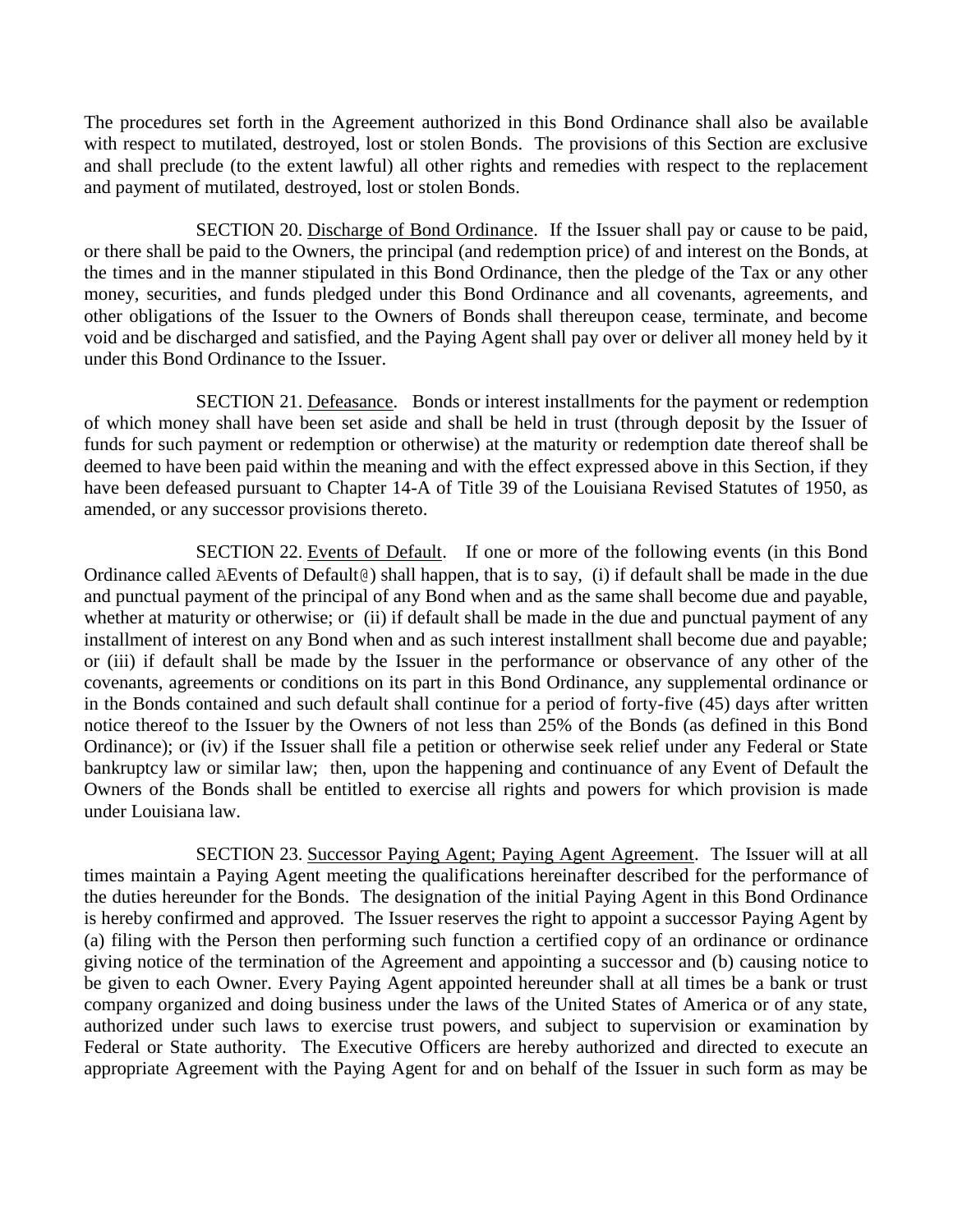The procedures set forth in the Agreement authorized in this Bond Ordinance shall also be available with respect to mutilated, destroyed, lost or stolen Bonds. The provisions of this Section are exclusive and shall preclude (to the extent lawful) all other rights and remedies with respect to the replacement and payment of mutilated, destroyed, lost or stolen Bonds.

SECTION 20. Discharge of Bond Ordinance. If the Issuer shall pay or cause to be paid, or there shall be paid to the Owners, the principal (and redemption price) of and interest on the Bonds, at the times and in the manner stipulated in this Bond Ordinance, then the pledge of the Tax or any other money, securities, and funds pledged under this Bond Ordinance and all covenants, agreements, and other obligations of the Issuer to the Owners of Bonds shall thereupon cease, terminate, and become void and be discharged and satisfied, and the Paying Agent shall pay over or deliver all money held by it under this Bond Ordinance to the Issuer.

SECTION 21. Defeasance. Bonds or interest installments for the payment or redemption of which money shall have been set aside and shall be held in trust (through deposit by the Issuer of funds for such payment or redemption or otherwise) at the maturity or redemption date thereof shall be deemed to have been paid within the meaning and with the effect expressed above in this Section, if they have been defeased pursuant to Chapter 14-A of Title 39 of the Louisiana Revised Statutes of 1950, as amended, or any successor provisions thereto.

SECTION 22. Events of Default. If one or more of the following events (in this Bond Ordinance called AEvents of Default@) shall happen, that is to say, (i) if default shall be made in the due and punctual payment of the principal of any Bond when and as the same shall become due and payable, whether at maturity or otherwise; or (ii) if default shall be made in the due and punctual payment of any installment of interest on any Bond when and as such interest installment shall become due and payable; or (iii) if default shall be made by the Issuer in the performance or observance of any other of the covenants, agreements or conditions on its part in this Bond Ordinance, any supplemental ordinance or in the Bonds contained and such default shall continue for a period of forty-five (45) days after written notice thereof to the Issuer by the Owners of not less than 25% of the Bonds (as defined in this Bond Ordinance); or (iv) if the Issuer shall file a petition or otherwise seek relief under any Federal or State bankruptcy law or similar law; then, upon the happening and continuance of any Event of Default the Owners of the Bonds shall be entitled to exercise all rights and powers for which provision is made under Louisiana law.

SECTION 23. Successor Paying Agent; Paying Agent Agreement. The Issuer will at all times maintain a Paying Agent meeting the qualifications hereinafter described for the performance of the duties hereunder for the Bonds. The designation of the initial Paying Agent in this Bond Ordinance is hereby confirmed and approved. The Issuer reserves the right to appoint a successor Paying Agent by (a) filing with the Person then performing such function a certified copy of an ordinance or ordinance giving notice of the termination of the Agreement and appointing a successor and (b) causing notice to be given to each Owner. Every Paying Agent appointed hereunder shall at all times be a bank or trust company organized and doing business under the laws of the United States of America or of any state, authorized under such laws to exercise trust powers, and subject to supervision or examination by Federal or State authority. The Executive Officers are hereby authorized and directed to execute an appropriate Agreement with the Paying Agent for and on behalf of the Issuer in such form as may be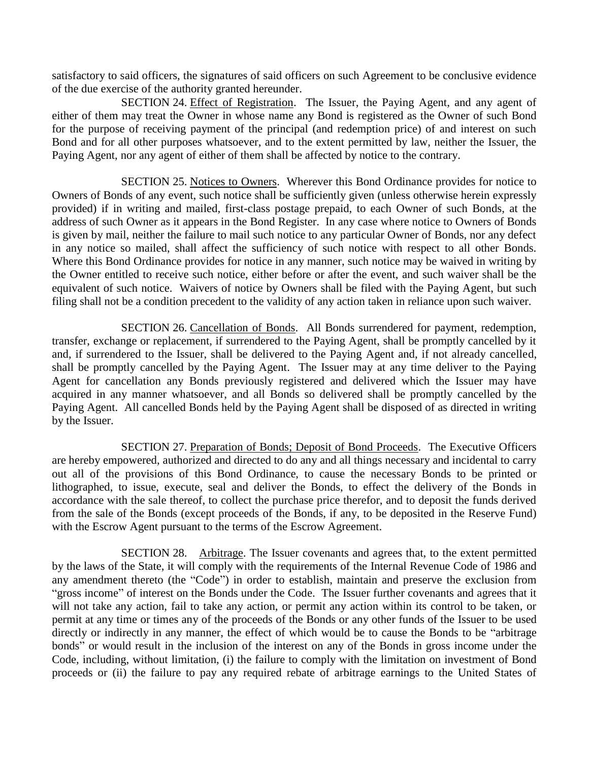satisfactory to said officers, the signatures of said officers on such Agreement to be conclusive evidence of the due exercise of the authority granted hereunder.

SECTION 24. Effect of Registration. The Issuer, the Paying Agent, and any agent of either of them may treat the Owner in whose name any Bond is registered as the Owner of such Bond for the purpose of receiving payment of the principal (and redemption price) of and interest on such Bond and for all other purposes whatsoever, and to the extent permitted by law, neither the Issuer, the Paying Agent, nor any agent of either of them shall be affected by notice to the contrary.

SECTION 25. Notices to Owners. Wherever this Bond Ordinance provides for notice to Owners of Bonds of any event, such notice shall be sufficiently given (unless otherwise herein expressly provided) if in writing and mailed, first-class postage prepaid, to each Owner of such Bonds, at the address of such Owner as it appears in the Bond Register. In any case where notice to Owners of Bonds is given by mail, neither the failure to mail such notice to any particular Owner of Bonds, nor any defect in any notice so mailed, shall affect the sufficiency of such notice with respect to all other Bonds. Where this Bond Ordinance provides for notice in any manner, such notice may be waived in writing by the Owner entitled to receive such notice, either before or after the event, and such waiver shall be the equivalent of such notice. Waivers of notice by Owners shall be filed with the Paying Agent, but such filing shall not be a condition precedent to the validity of any action taken in reliance upon such waiver.

SECTION 26. Cancellation of Bonds. All Bonds surrendered for payment, redemption, transfer, exchange or replacement, if surrendered to the Paying Agent, shall be promptly cancelled by it and, if surrendered to the Issuer, shall be delivered to the Paying Agent and, if not already cancelled, shall be promptly cancelled by the Paying Agent. The Issuer may at any time deliver to the Paying Agent for cancellation any Bonds previously registered and delivered which the Issuer may have acquired in any manner whatsoever, and all Bonds so delivered shall be promptly cancelled by the Paying Agent. All cancelled Bonds held by the Paying Agent shall be disposed of as directed in writing by the Issuer.

SECTION 27. Preparation of Bonds; Deposit of Bond Proceeds. The Executive Officers are hereby empowered, authorized and directed to do any and all things necessary and incidental to carry out all of the provisions of this Bond Ordinance, to cause the necessary Bonds to be printed or lithographed, to issue, execute, seal and deliver the Bonds, to effect the delivery of the Bonds in accordance with the sale thereof, to collect the purchase price therefor, and to deposit the funds derived from the sale of the Bonds (except proceeds of the Bonds, if any, to be deposited in the Reserve Fund) with the Escrow Agent pursuant to the terms of the Escrow Agreement.

SECTION 28. Arbitrage. The Issuer covenants and agrees that, to the extent permitted by the laws of the State, it will comply with the requirements of the Internal Revenue Code of 1986 and any amendment thereto (the "Code") in order to establish, maintain and preserve the exclusion from "gross income" of interest on the Bonds under the Code. The Issuer further covenants and agrees that it will not take any action, fail to take any action, or permit any action within its control to be taken, or permit at any time or times any of the proceeds of the Bonds or any other funds of the Issuer to be used directly or indirectly in any manner, the effect of which would be to cause the Bonds to be "arbitrage bonds" or would result in the inclusion of the interest on any of the Bonds in gross income under the Code, including, without limitation, (i) the failure to comply with the limitation on investment of Bond proceeds or (ii) the failure to pay any required rebate of arbitrage earnings to the United States of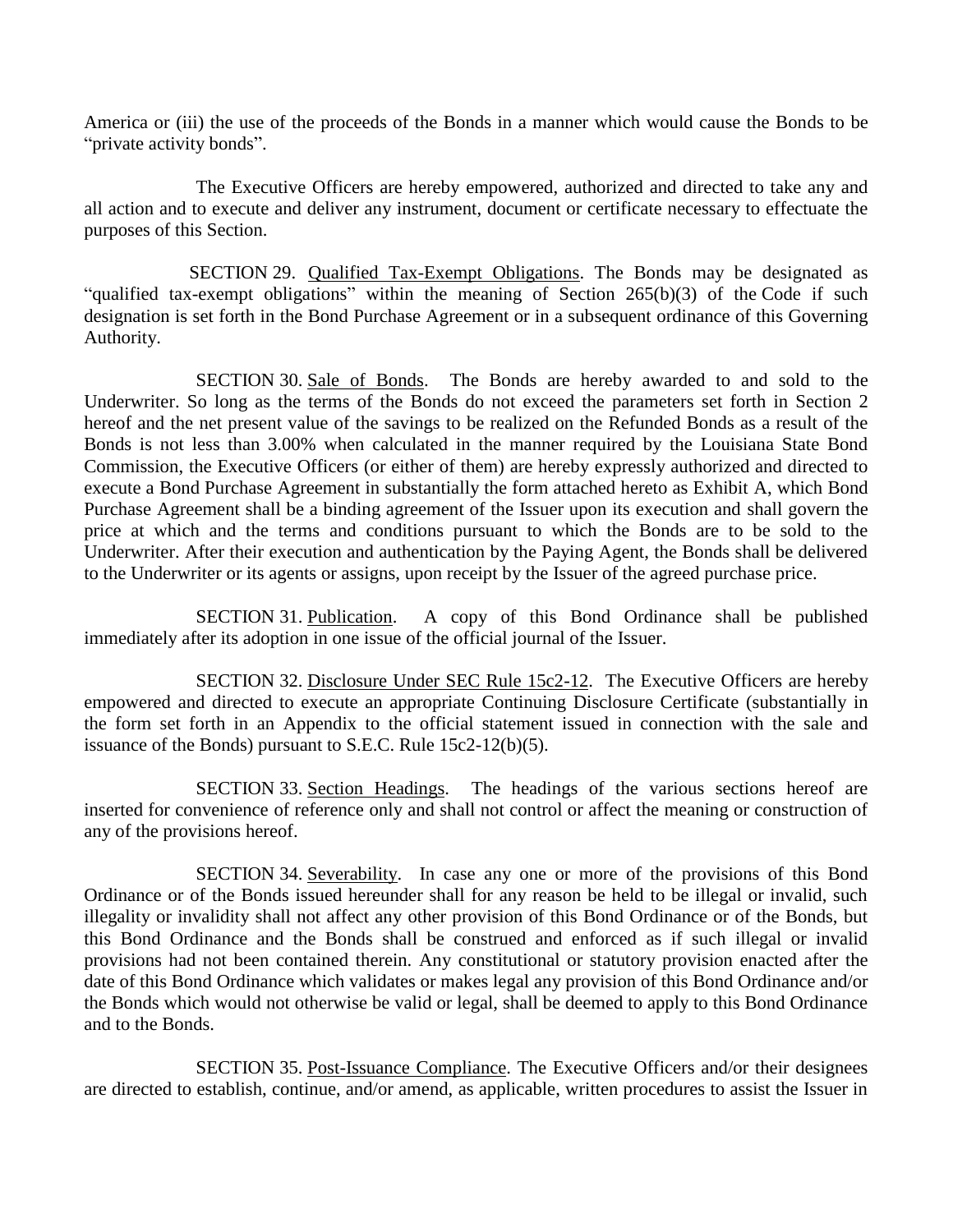America or (iii) the use of the proceeds of the Bonds in a manner which would cause the Bonds to be "private activity bonds".

The Executive Officers are hereby empowered, authorized and directed to take any and all action and to execute and deliver any instrument, document or certificate necessary to effectuate the purposes of this Section.

SECTION 29. Qualified Tax-Exempt Obligations. The Bonds may be designated as "qualified tax-exempt obligations" within the meaning of Section 265(b)(3) of the Code if such designation is set forth in the Bond Purchase Agreement or in a subsequent ordinance of this Governing Authority.

SECTION 30. Sale of Bonds. The Bonds are hereby awarded to and sold to the Underwriter. So long as the terms of the Bonds do not exceed the parameters set forth in Section 2 hereof and the net present value of the savings to be realized on the Refunded Bonds as a result of the Bonds is not less than 3.00% when calculated in the manner required by the Louisiana State Bond Commission, the Executive Officers (or either of them) are hereby expressly authorized and directed to execute a Bond Purchase Agreement in substantially the form attached hereto as Exhibit A, which Bond Purchase Agreement shall be a binding agreement of the Issuer upon its execution and shall govern the price at which and the terms and conditions pursuant to which the Bonds are to be sold to the Underwriter. After their execution and authentication by the Paying Agent, the Bonds shall be delivered to the Underwriter or its agents or assigns, upon receipt by the Issuer of the agreed purchase price.

SECTION 31. Publication. A copy of this Bond Ordinance shall be published immediately after its adoption in one issue of the official journal of the Issuer.

SECTION 32. Disclosure Under SEC Rule 15c2-12. The Executive Officers are hereby empowered and directed to execute an appropriate Continuing Disclosure Certificate (substantially in the form set forth in an Appendix to the official statement issued in connection with the sale and issuance of the Bonds) pursuant to S.E.C. Rule 15c2-12(b)(5).

SECTION 33. Section Headings. The headings of the various sections hereof are inserted for convenience of reference only and shall not control or affect the meaning or construction of any of the provisions hereof.

SECTION 34. Severability. In case any one or more of the provisions of this Bond Ordinance or of the Bonds issued hereunder shall for any reason be held to be illegal or invalid, such illegality or invalidity shall not affect any other provision of this Bond Ordinance or of the Bonds, but this Bond Ordinance and the Bonds shall be construed and enforced as if such illegal or invalid provisions had not been contained therein. Any constitutional or statutory provision enacted after the date of this Bond Ordinance which validates or makes legal any provision of this Bond Ordinance and/or the Bonds which would not otherwise be valid or legal, shall be deemed to apply to this Bond Ordinance and to the Bonds.

SECTION 35. Post-Issuance Compliance. The Executive Officers and/or their designees are directed to establish, continue, and/or amend, as applicable, written procedures to assist the Issuer in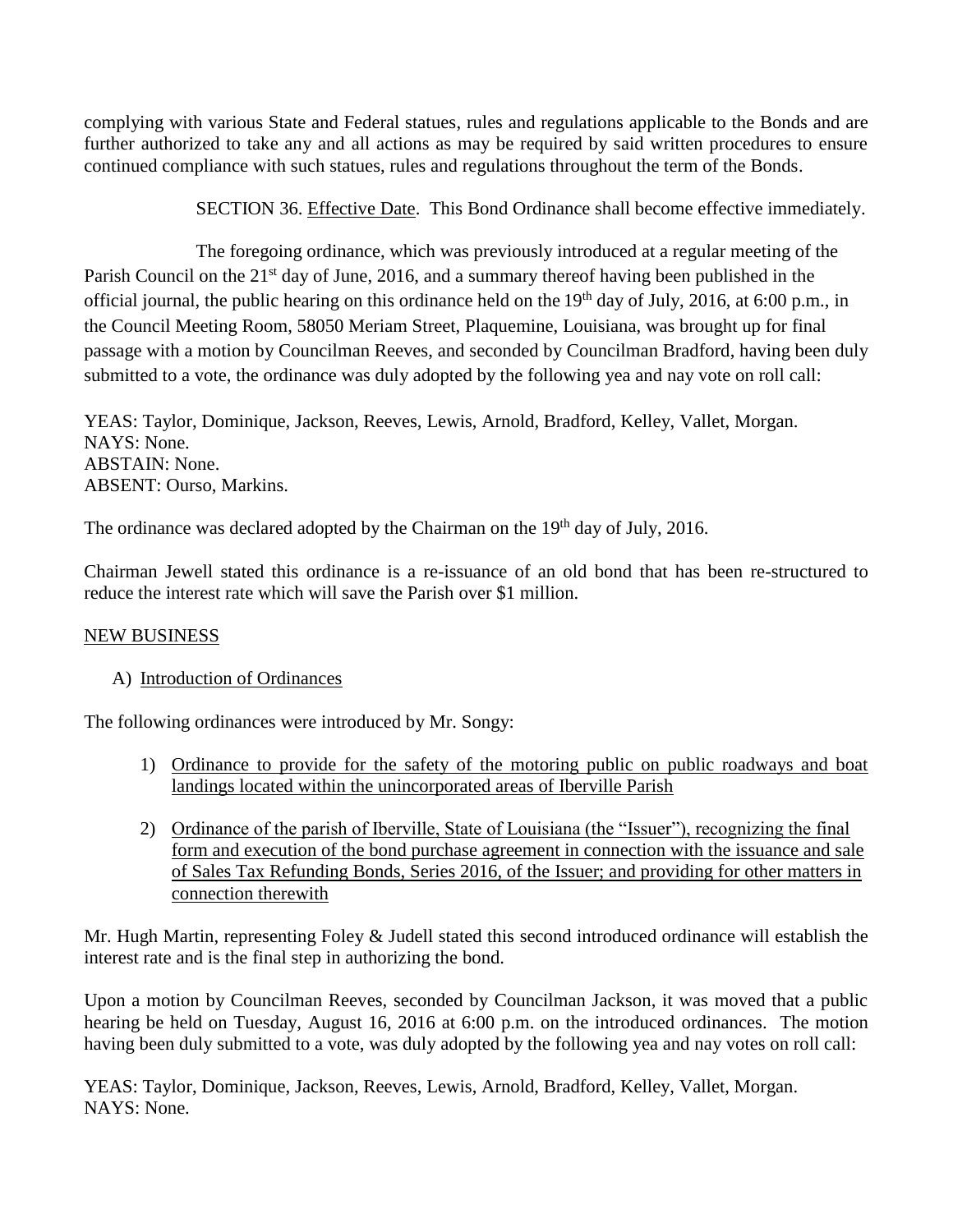complying with various State and Federal statues, rules and regulations applicable to the Bonds and are further authorized to take any and all actions as may be required by said written procedures to ensure continued compliance with such statues, rules and regulations throughout the term of the Bonds.

SECTION 36. Effective Date. This Bond Ordinance shall become effective immediately.

The foregoing ordinance, which was previously introduced at a regular meeting of the Parish Council on the 21st day of June, 2016, and a summary thereof having been published in the official journal, the public hearing on this ordinance held on the 19th day of July, 2016, at 6:00 p.m., in the Council Meeting Room, 58050 Meriam Street, Plaquemine, Louisiana, was brought up for final passage with a motion by Councilman Reeves, and seconded by Councilman Bradford, having been duly submitted to a vote, the ordinance was duly adopted by the following yea and nay vote on roll call:

YEAS: Taylor, Dominique, Jackson, Reeves, Lewis, Arnold, Bradford, Kelley, Vallet, Morgan.
NAYS: None.
ABSTAIN: None.
ABSENT: Ourso, Markins.

The ordinance was declared adopted by the Chairman on the 19th day of July, 2016.

Chairman Jewell stated this ordinance is a re-issuance of an old bond that has been re-structured to reduce the interest rate which will save the Parish over $1 million.

NEW BUSINESS

A) Introduction of Ordinances

The following ordinances were introduced by Mr. Songy:

1) Ordinance to provide for the safety of the motoring public on public roadways and boat landings located within the unincorporated areas of Iberville Parish

2) Ordinance of the parish of Iberville, State of Louisiana (the "Issuer"), recognizing the final form and execution of the bond purchase agreement in connection with the issuance and sale of Sales Tax Refunding Bonds, Series 2016, of the Issuer; and providing for other matters in connection therewith

Mr. Hugh Martin, representing Foley & Judell stated this second introduced ordinance will establish the interest rate and is the final step in authorizing the bond.

Upon a motion by Councilman Reeves, seconded by Councilman Jackson, it was moved that a public hearing be held on Tuesday, August 16, 2016 at 6:00 p.m. on the introduced ordinances. The motion having been duly submitted to a vote, was duly adopted by the following yea and nay votes on roll call:

YEAS: Taylor, Dominique, Jackson, Reeves, Lewis, Arnold, Bradford, Kelley, Vallet, Morgan.
NAYS: None.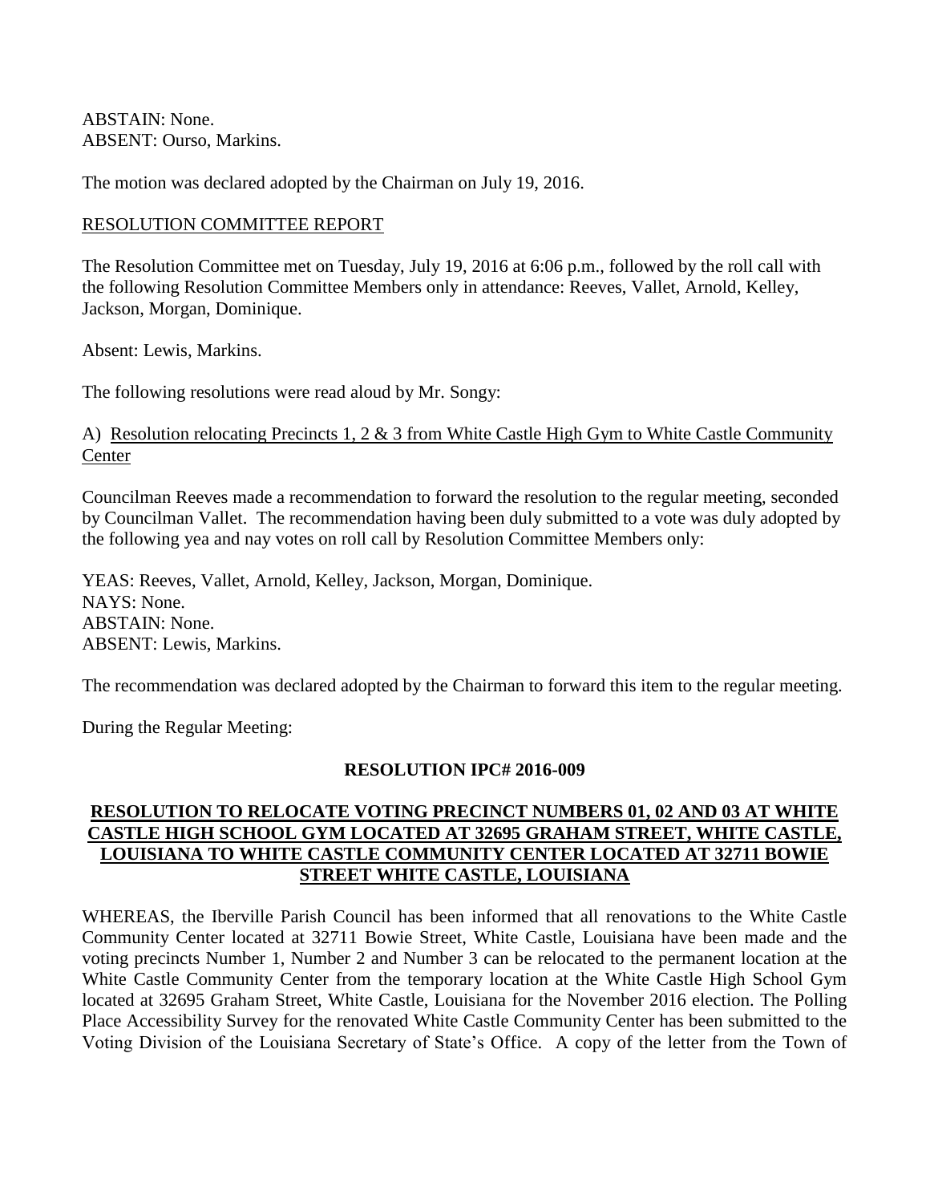ABSTAIN: None.
ABSENT: Ourso, Markins.

The motion was declared adopted by the Chairman on July 19, 2016.

RESOLUTION COMMITTEE REPORT

The Resolution Committee met on Tuesday, July 19, 2016 at 6:06 p.m., followed by the roll call with the following Resolution Committee Members only in attendance: Reeves, Vallet, Arnold, Kelley, Jackson, Morgan, Dominique.

Absent: Lewis, Markins.

The following resolutions were read aloud by Mr. Songy:

A) Resolution relocating Precincts 1, 2 & 3 from White Castle High Gym to White Castle Community Center

Councilman Reeves made a recommendation to forward the resolution to the regular meeting, seconded by Councilman Vallet. The recommendation having been duly submitted to a vote was duly adopted by the following yea and nay votes on roll call by Resolution Committee Members only:

YEAS: Reeves, Vallet, Arnold, Kelley, Jackson, Morgan, Dominique.
NAYS: None.
ABSTAIN: None.
ABSENT: Lewis, Markins.

The recommendation was declared adopted by the Chairman to forward this item to the regular meeting.

During the Regular Meeting:

**RESOLUTION IPC# 2016-009**

**RESOLUTION TO RELOCATE VOTING PRECINCT NUMBERS 01, 02 AND 03 AT WHITE CASTLE HIGH SCHOOL GYM LOCATED AT 32695 GRAHAM STREET, WHITE CASTLE, LOUISIANA TO WHITE CASTLE COMMUNITY CENTER LOCATED AT 32711 BOWIE STREET WHITE CASTLE, LOUISIANA**

WHEREAS, the Iberville Parish Council has been informed that all renovations to the White Castle Community Center located at 32711 Bowie Street, White Castle, Louisiana have been made and the voting precincts Number 1, Number 2 and Number 3 can be relocated to the permanent location at the White Castle Community Center from the temporary location at the White Castle High School Gym located at 32695 Graham Street, White Castle, Louisiana for the November 2016 election. The Polling Place Accessibility Survey for the renovated White Castle Community Center has been submitted to the Voting Division of the Louisiana Secretary of State's Office. A copy of the letter from the Town of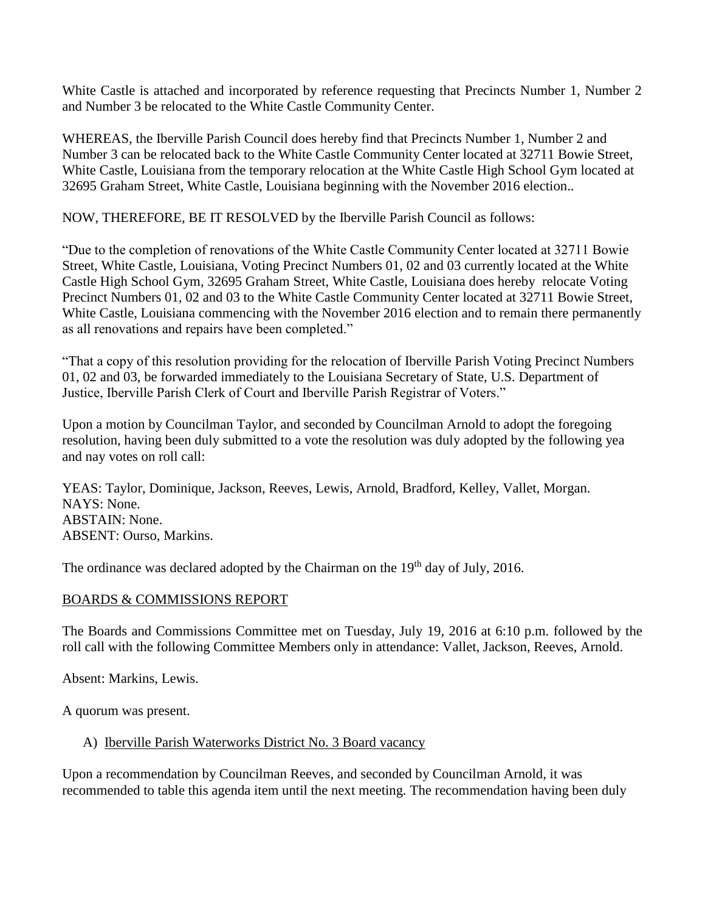White Castle is attached and incorporated by reference requesting that Precincts Number 1, Number 2 and Number 3 be relocated to the White Castle Community Center.

WHEREAS, the Iberville Parish Council does hereby find that Precincts Number 1, Number 2 and Number 3 can be relocated back to the White Castle Community Center located at 32711 Bowie Street, White Castle, Louisiana from the temporary relocation at the White Castle High School Gym located at 32695 Graham Street, White Castle, Louisiana beginning with the November 2016 election..

NOW, THEREFORE, BE IT RESOLVED by the Iberville Parish Council as follows:

"Due to the completion of renovations of the White Castle Community Center located at 32711 Bowie Street, White Castle, Louisiana, Voting Precinct Numbers 01, 02 and 03 currently located at the White Castle High School Gym, 32695 Graham Street, White Castle, Louisiana does hereby relocate Voting Precinct Numbers 01, 02 and 03 to the White Castle Community Center located at 32711 Bowie Street, White Castle, Louisiana commencing with the November 2016 election and to remain there permanently as all renovations and repairs have been completed."

"That a copy of this resolution providing for the relocation of Iberville Parish Voting Precinct Numbers 01, 02 and 03, be forwarded immediately to the Louisiana Secretary of State, U.S. Department of Justice, Iberville Parish Clerk of Court and Iberville Parish Registrar of Voters."

Upon a motion by Councilman Taylor, and seconded by Councilman Arnold to adopt the foregoing resolution, having been duly submitted to a vote the resolution was duly adopted by the following yea and nay votes on roll call:

YEAS: Taylor, Dominique, Jackson, Reeves, Lewis, Arnold, Bradford, Kelley, Vallet, Morgan.
NAYS: None.
ABSTAIN: None.
ABSENT: Ourso, Markins.

The ordinance was declared adopted by the Chairman on the 19th day of July, 2016.

BOARDS & COMMISSIONS REPORT

The Boards and Commissions Committee met on Tuesday, July 19, 2016 at 6:10 p.m. followed by the roll call with the following Committee Members only in attendance: Vallet, Jackson, Reeves, Arnold.

Absent: Markins, Lewis.

A quorum was present.

A) Iberville Parish Waterworks District No. 3 Board vacancy

Upon a recommendation by Councilman Reeves, and seconded by Councilman Arnold, it was recommended to table this agenda item until the next meeting. The recommendation having been duly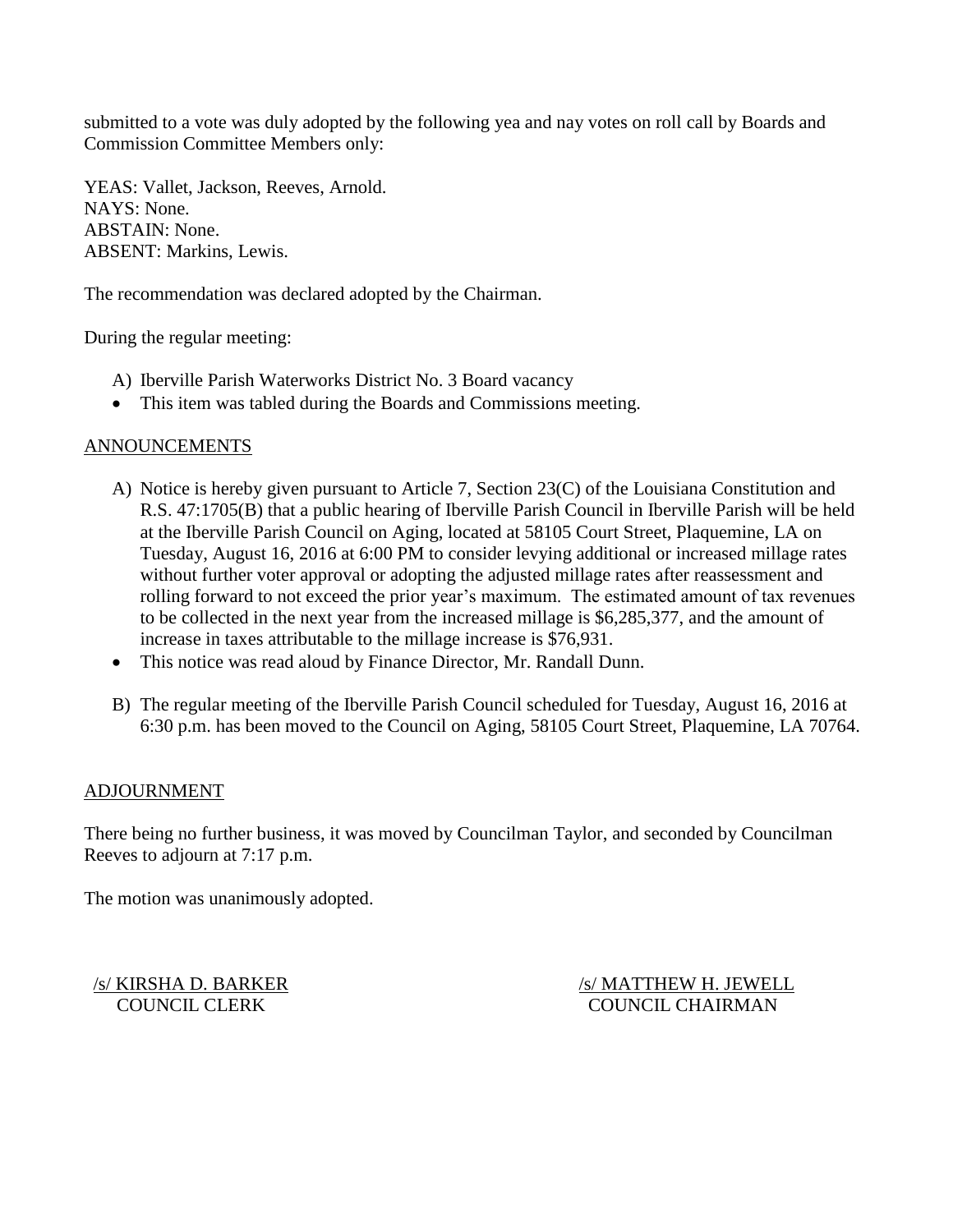submitted to a vote was duly adopted by the following yea and nay votes on roll call by Boards and Commission Committee Members only:

YEAS: Vallet, Jackson, Reeves, Arnold.
NAYS: None.
ABSTAIN: None.
ABSENT: Markins, Lewis.

The recommendation was declared adopted by the Chairman.

During the regular meeting:

A) Iberville Parish Waterworks District No. 3 Board vacancy

- This item was tabled during the Boards and Commissions meeting.

<u>ANNOUNCEMENTS</u>

A) Notice is hereby given pursuant to Article 7, Section 23(C) of the Louisiana Constitution and R.S. 47:1705(B) that a public hearing of Iberville Parish Council in Iberville Parish will be held at the Iberville Parish Council on Aging, located at 58105 Court Street, Plaquemine, LA on Tuesday, August 16, 2016 at 6:00 PM to consider levying additional or increased millage rates without further voter approval or adopting the adjusted millage rates after reassessment and rolling forward to not exceed the prior year's maximum. The estimated amount of tax revenues to be collected in the next year from the increased millage is $6,285,377, and the amount of increase in taxes attributable to the millage increase is $76,931.

- This notice was read aloud by Finance Director, Mr. Randall Dunn.

B) The regular meeting of the Iberville Parish Council scheduled for Tuesday, August 16, 2016 at 6:30 p.m. has been moved to the Council on Aging, 58105 Court Street, Plaquemine, LA 70764.

<u>ADJOURNMENT</u>

There being no further business, it was moved by Councilman Taylor, and seconded by Councilman Reeves to adjourn at 7:17 p.m.

The motion was unanimously adopted.

<u>/s/ KIRSHA D. BARKER</u>
COUNCIL CLERK

<u>/s/ MATTHEW H. JEWELL</u>
COUNCIL CHAIRMAN